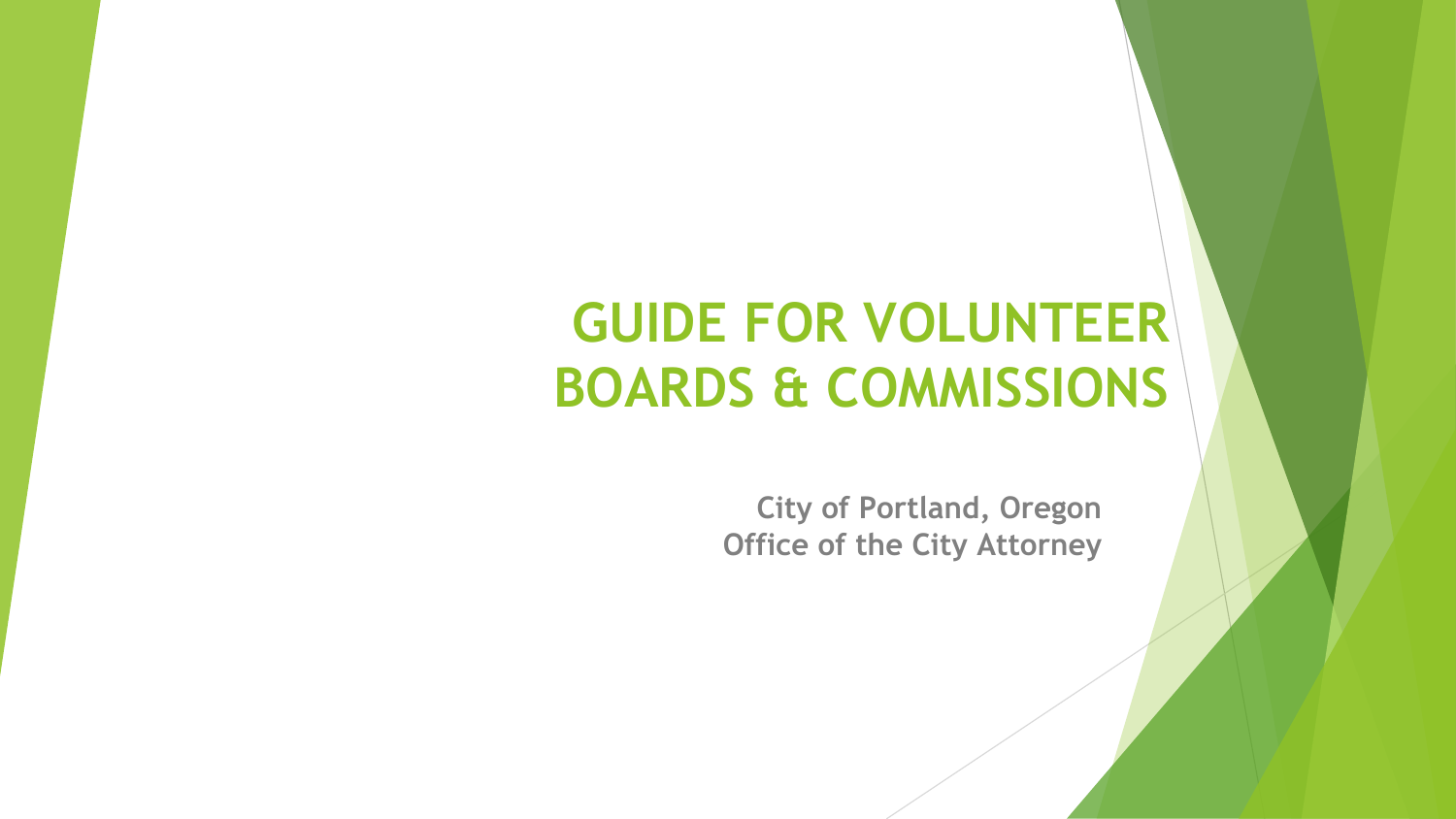# GUIDE FOR VOLUNTEER BOARDS & COMMISSIONS

**City of Portland, Oregon**
**Office of the City Attorney**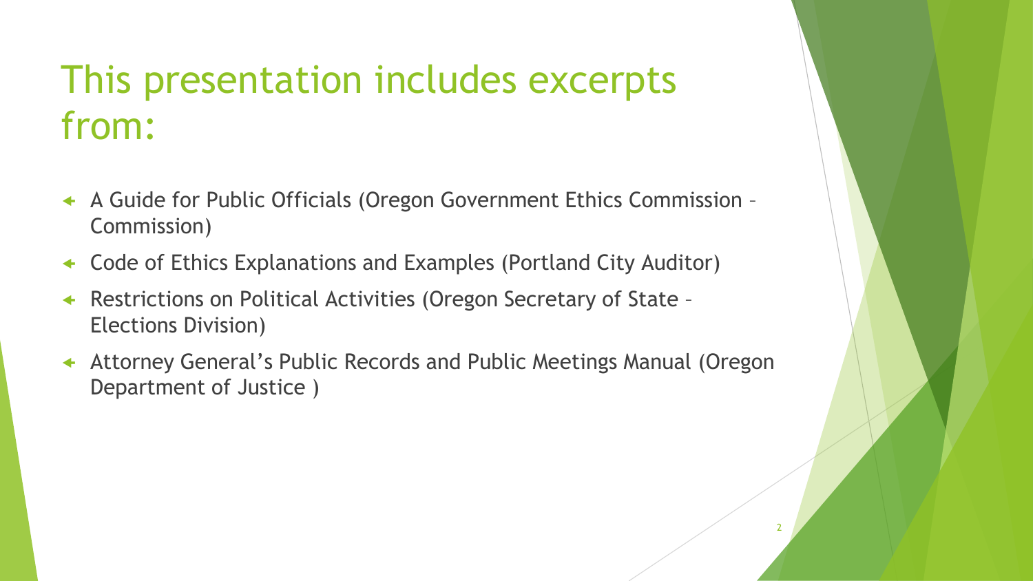# This presentation includes excerpts from:

- A Guide for Public Officials (Oregon Government Ethics Commission – Commission)
- Code of Ethics Explanations and Examples (Portland City Auditor)
- Restrictions on Political Activities (Oregon Secretary of State – Elections Division)
- Attorney General's Public Records and Public Meetings Manual (Oregon Department of Justice )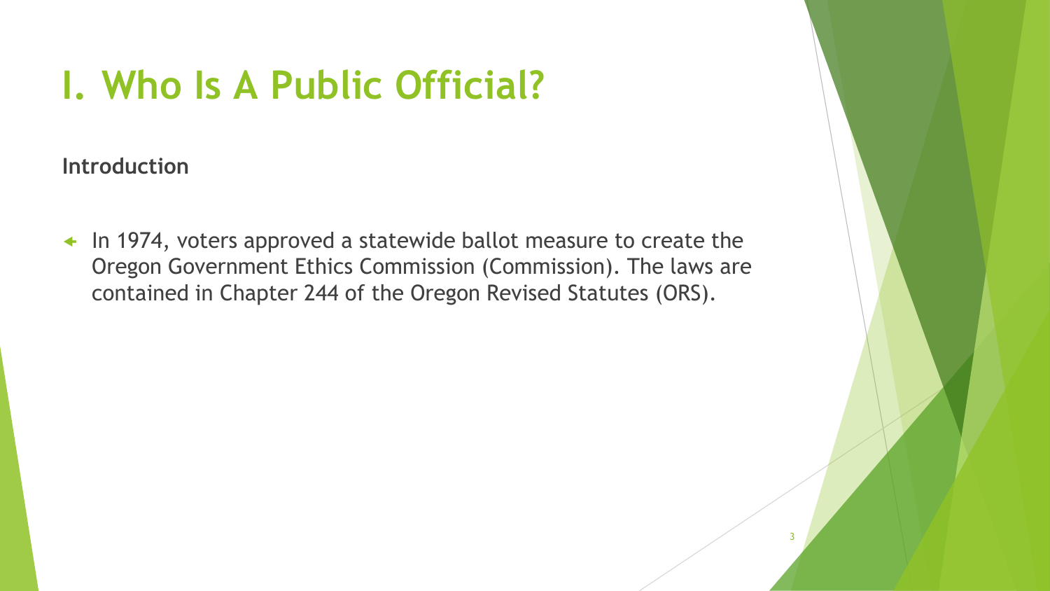# I. Who Is A Public Official?

**Introduction**

- In 1974, voters approved a statewide ballot measure to create the Oregon Government Ethics Commission (Commission). The laws are contained in Chapter 244 of the Oregon Revised Statutes (ORS).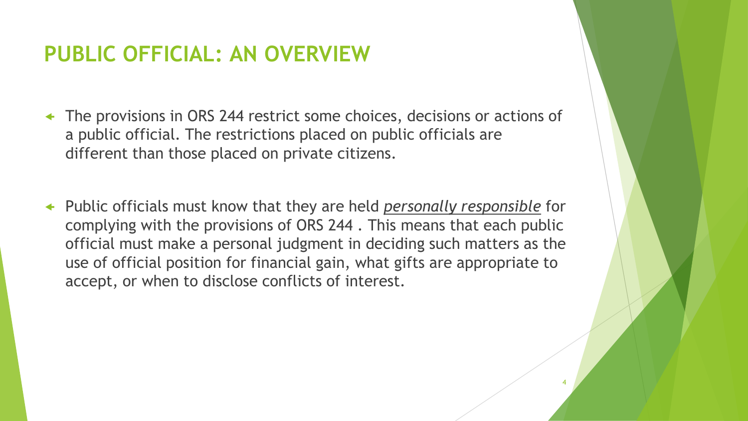# PUBLIC OFFICIAL: AN OVERVIEW

- The provisions in ORS 244 restrict some choices, decisions or actions of a public official. The restrictions placed on public officials are different than those placed on private citizens.

- Public officials must know that they are held ***personally responsible*** for complying with the provisions of ORS 244 . This means that each public official must make a personal judgment in deciding such matters as the use of official position for financial gain, what gifts are appropriate to accept, or when to disclose conflicts of interest.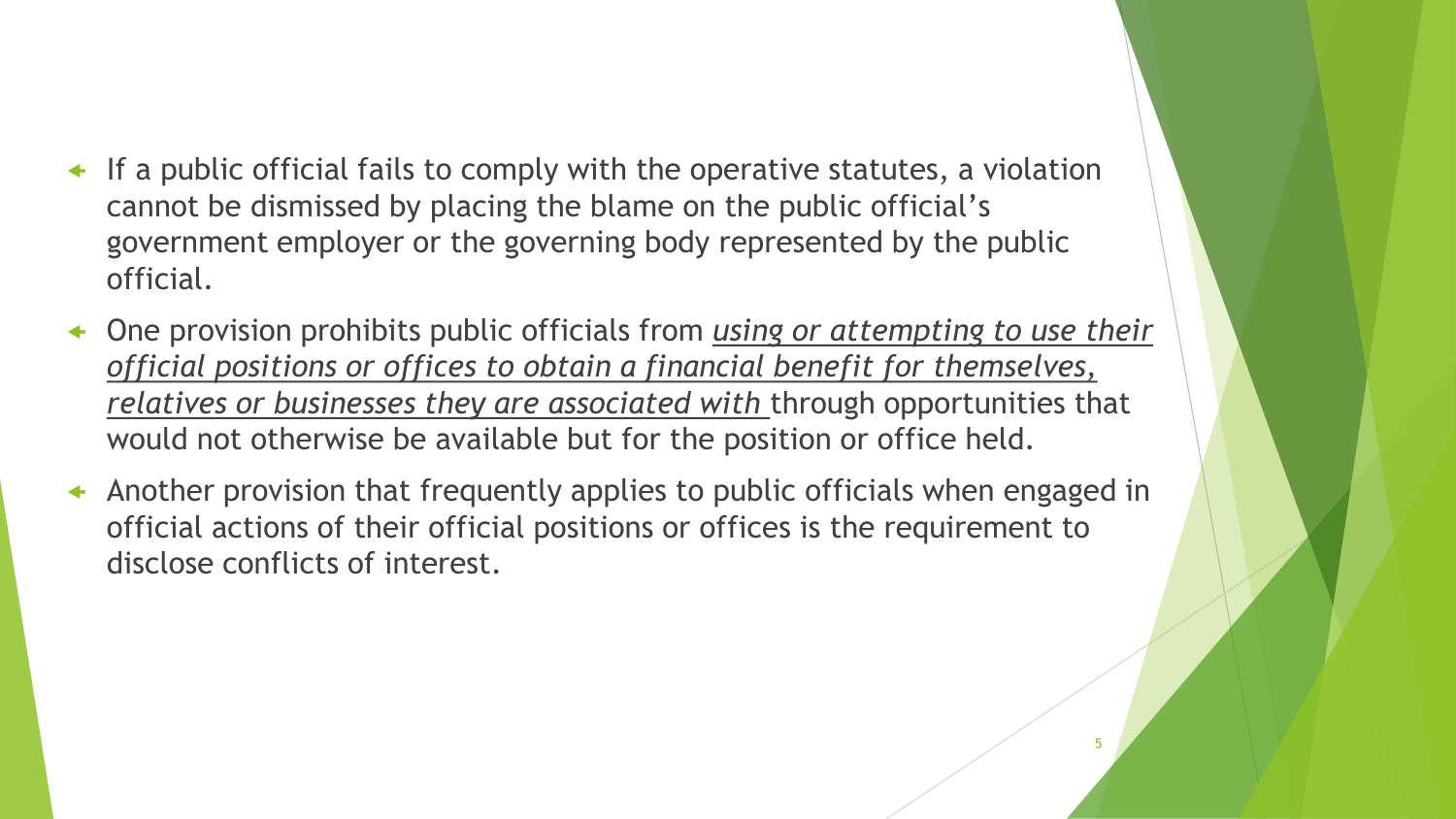- If a public official fails to comply with the operative statutes, a violation cannot be dismissed by placing the blame on the public official's government employer or the governing body represented by the public official.
- One provision prohibits public officials from *using or attempting to use their official positions or offices to obtain a financial benefit for themselves, relatives or businesses they are associated with* through opportunities that would not otherwise be available but for the position or office held.
- Another provision that frequently applies to public officials when engaged in official actions of their official positions or offices is the requirement to disclose conflicts of interest.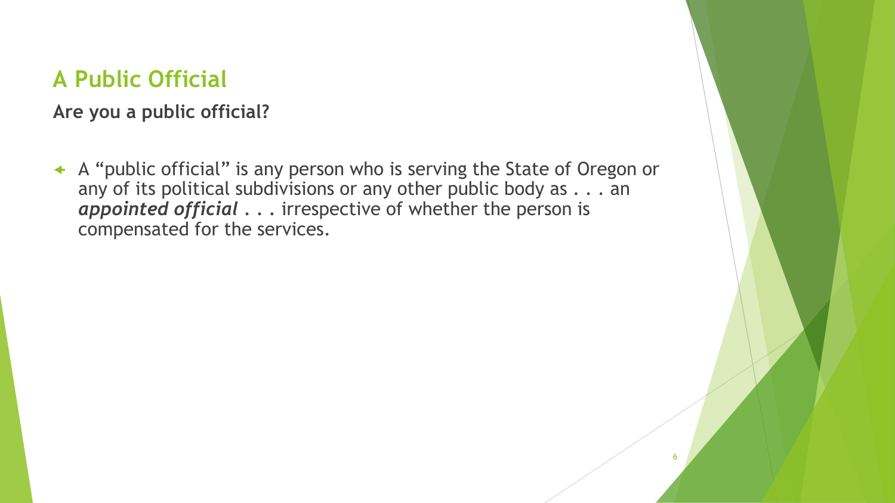## A Public Official

**Are you a public official?**

- A "public official" is any person who is serving the State of Oregon or any of its political subdivisions or any other public body as . . . an ***appointed official*** . . . irrespective of whether the person is compensated for the services.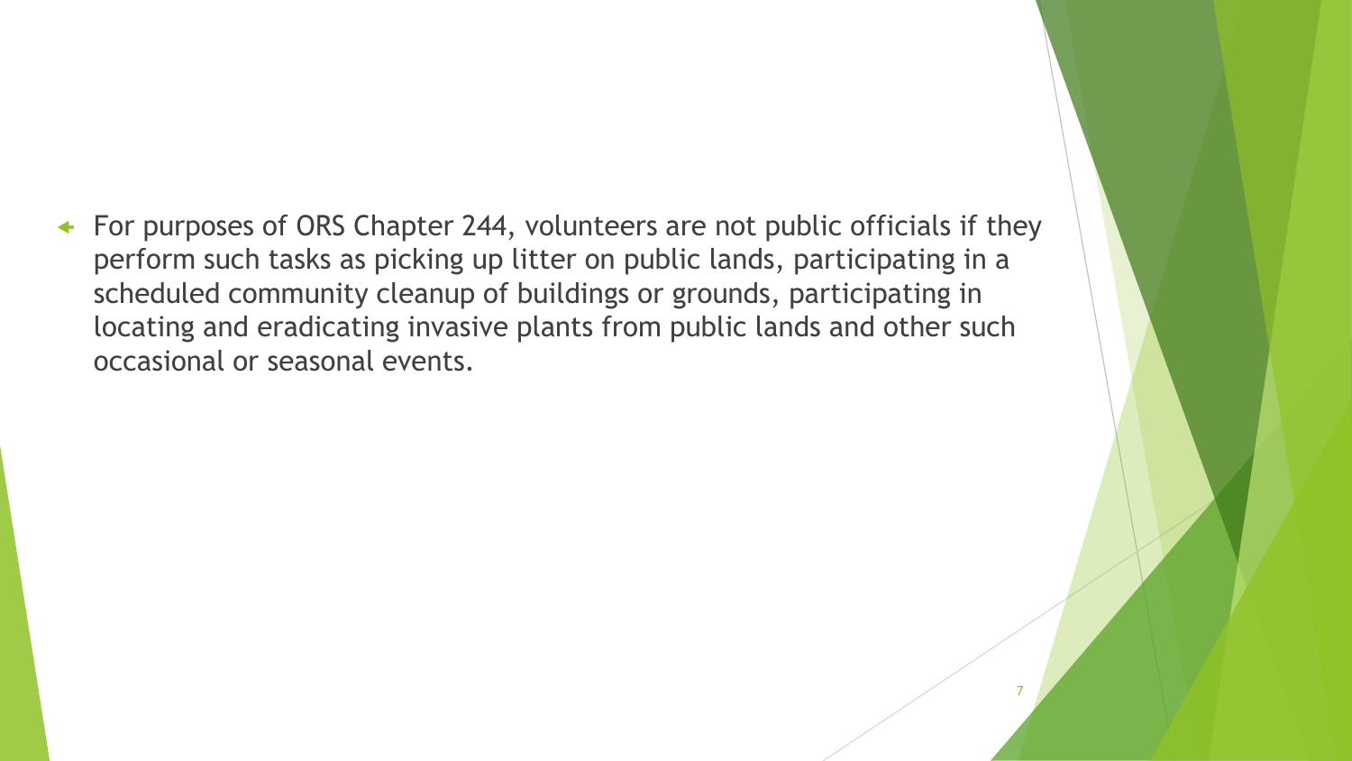- For purposes of ORS Chapter 244, volunteers are not public officials if they perform such tasks as picking up litter on public lands, participating in a scheduled community cleanup of buildings or grounds, participating in locating and eradicating invasive plants from public lands and other such occasional or seasonal events.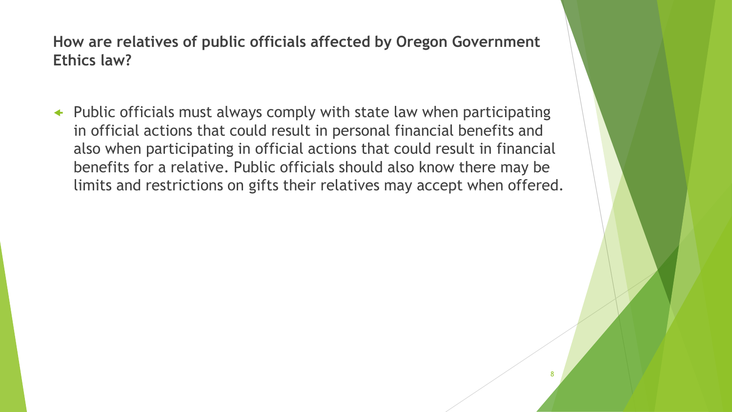**How are relatives of public officials affected by Oregon Government Ethics law?**

- Public officials must always comply with state law when participating in official actions that could result in personal financial benefits and also when participating in official actions that could result in financial benefits for a relative. Public officials should also know there may be limits and restrictions on gifts their relatives may accept when offered.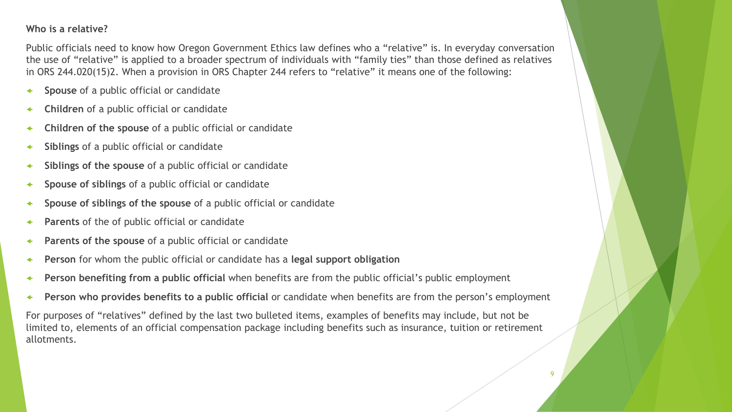**Who is a relative?**

Public officials need to know how Oregon Government Ethics law defines who a “relative” is. In everyday conversation the use of “relative” is applied to a broader spectrum of individuals with “family ties” than those defined as relatives in ORS 244.020(15)2. When a provision in ORS Chapter 244 refers to “relative” it means one of the following:

- **Spouse** of a public official or candidate
- **Children** of a public official or candidate
- **Children of the spouse** of a public official or candidate
- **Siblings** of a public official or candidate
- **Siblings of the spouse** of a public official or candidate
- **Spouse of siblings** of a public official or candidate
- **Spouse of siblings of the spouse** of a public official or candidate
- **Parents** of the of public official or candidate
- **Parents of the spouse** of a public official or candidate
- **Person** for whom the public official or candidate has a **legal support obligation**
- **Person benefiting from a public official** when benefits are from the public official’s public employment
- **Person who provides benefits to a public official** or candidate when benefits are from the person’s employment

For purposes of “relatives” defined by the last two bulleted items, examples of benefits may include, but not be limited to, elements of an official compensation package including benefits such as insurance, tuition or retirement allotments.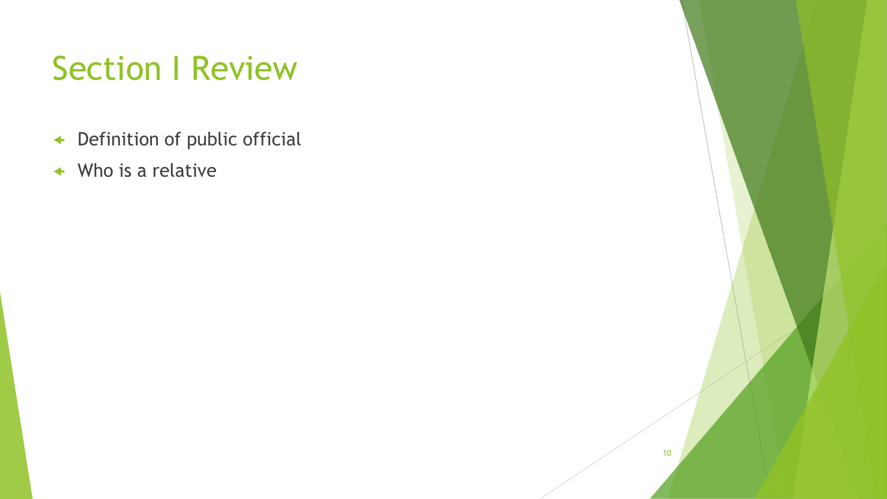# Section I Review

- Definition of public official
- Who is a relative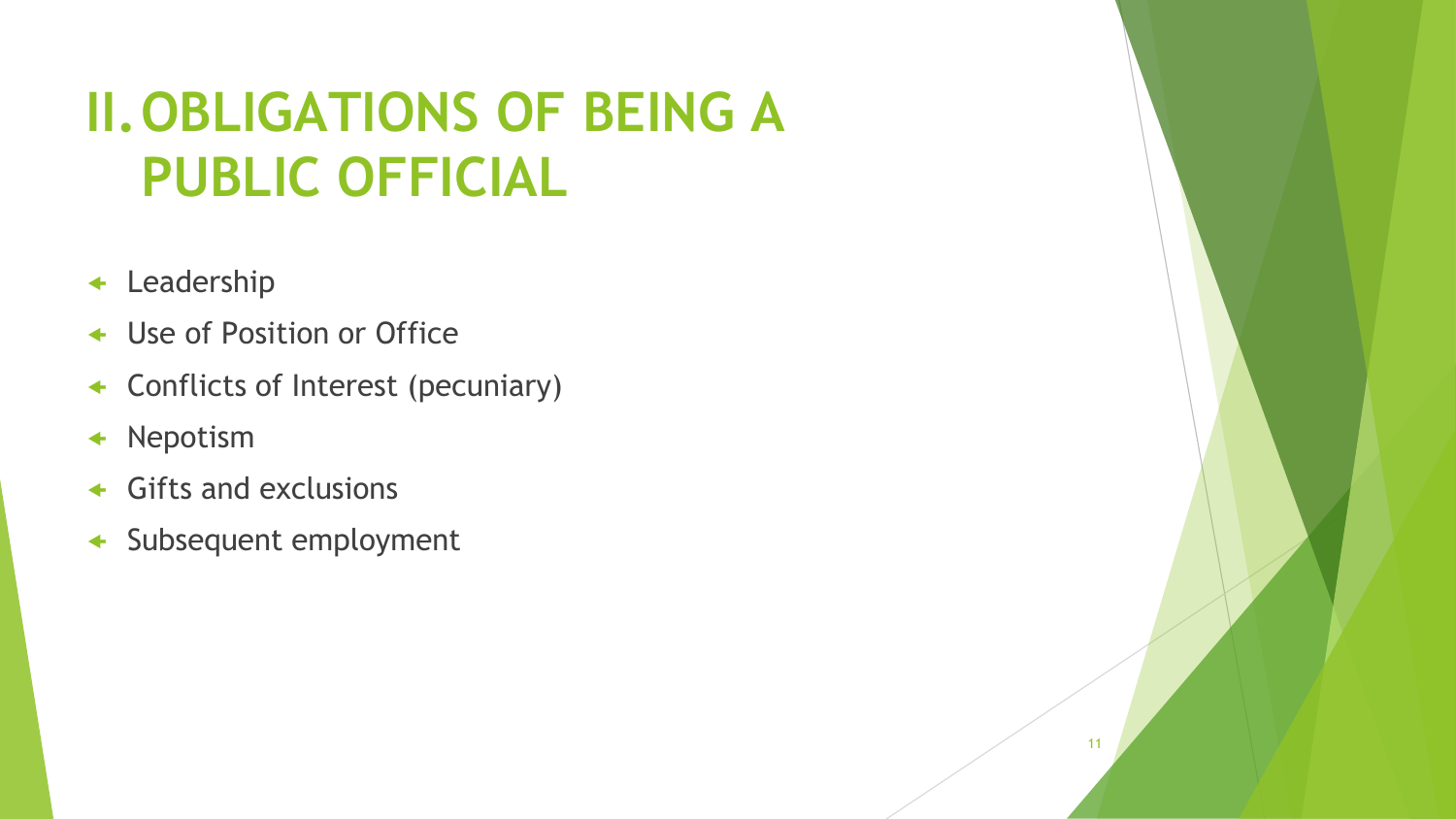# II. OBLIGATIONS OF BEING A PUBLIC OFFICIAL

- Leadership
- Use of Position or Office
- Conflicts of Interest (pecuniary)
- Nepotism
- Gifts and exclusions
- Subsequent employment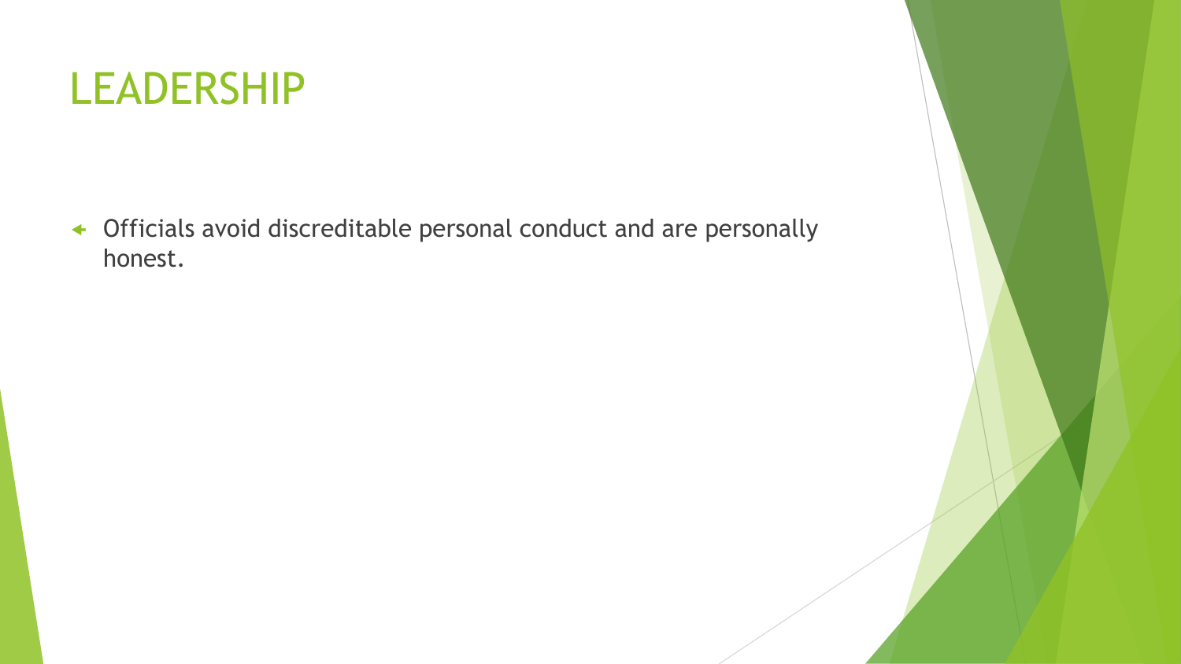# LEADERSHIP

- Officials avoid discreditable personal conduct and are personally honest.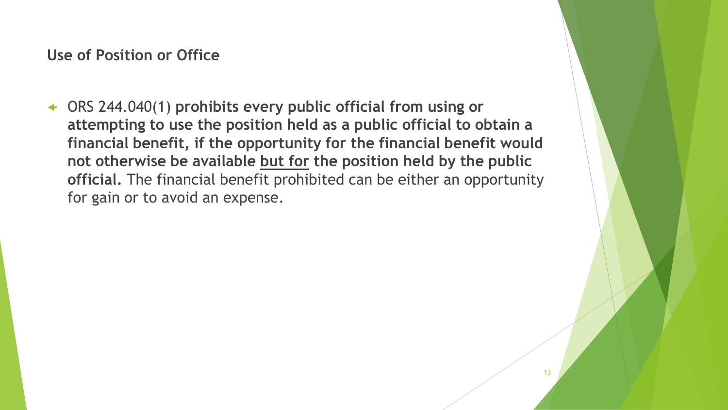## Use of Position or Office

- ORS 244.040(1) **prohibits every public official from using or attempting to use the position held as a public official to obtain a financial benefit, if the opportunity for the financial benefit would not otherwise be available <u>but for</u> the position held by the public official.** The financial benefit prohibited can be either an opportunity for gain or to avoid an expense.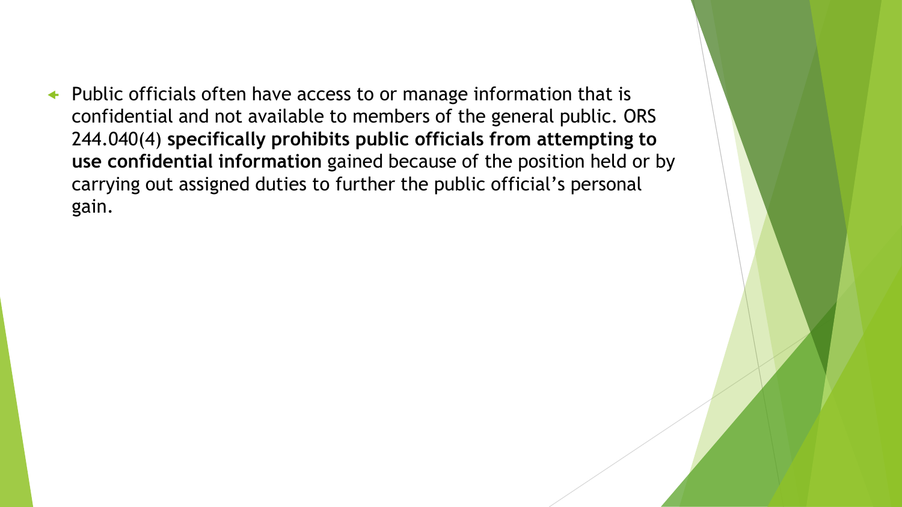- Public officials often have access to or manage information that is confidential and not available to members of the general public. ORS 244.040(4) **specifically prohibits public officials from attempting to use confidential information** gained because of the position held or by carrying out assigned duties to further the public official's personal gain.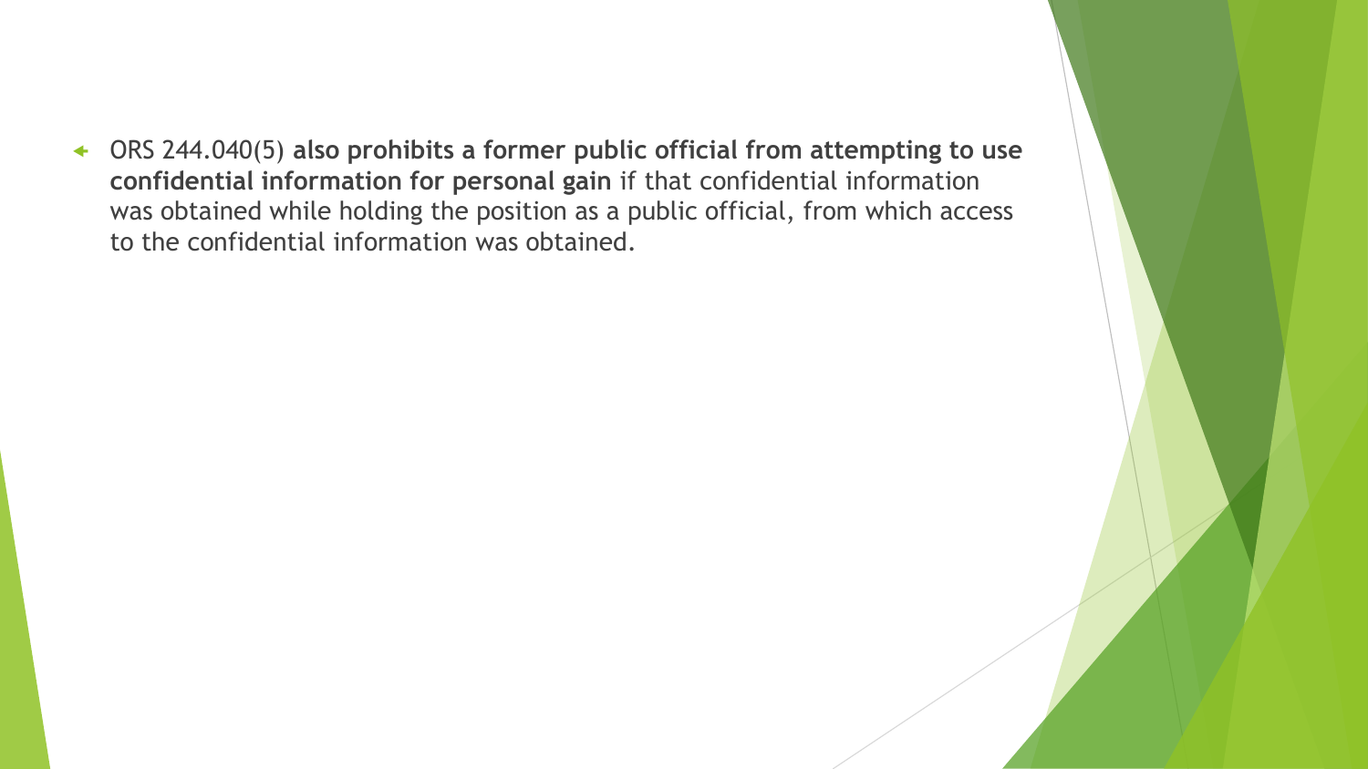- ORS 244.040(5) **also prohibits a former public official from attempting to use confidential information for personal gain** if that confidential information was obtained while holding the position as a public official, from which access to the confidential information was obtained.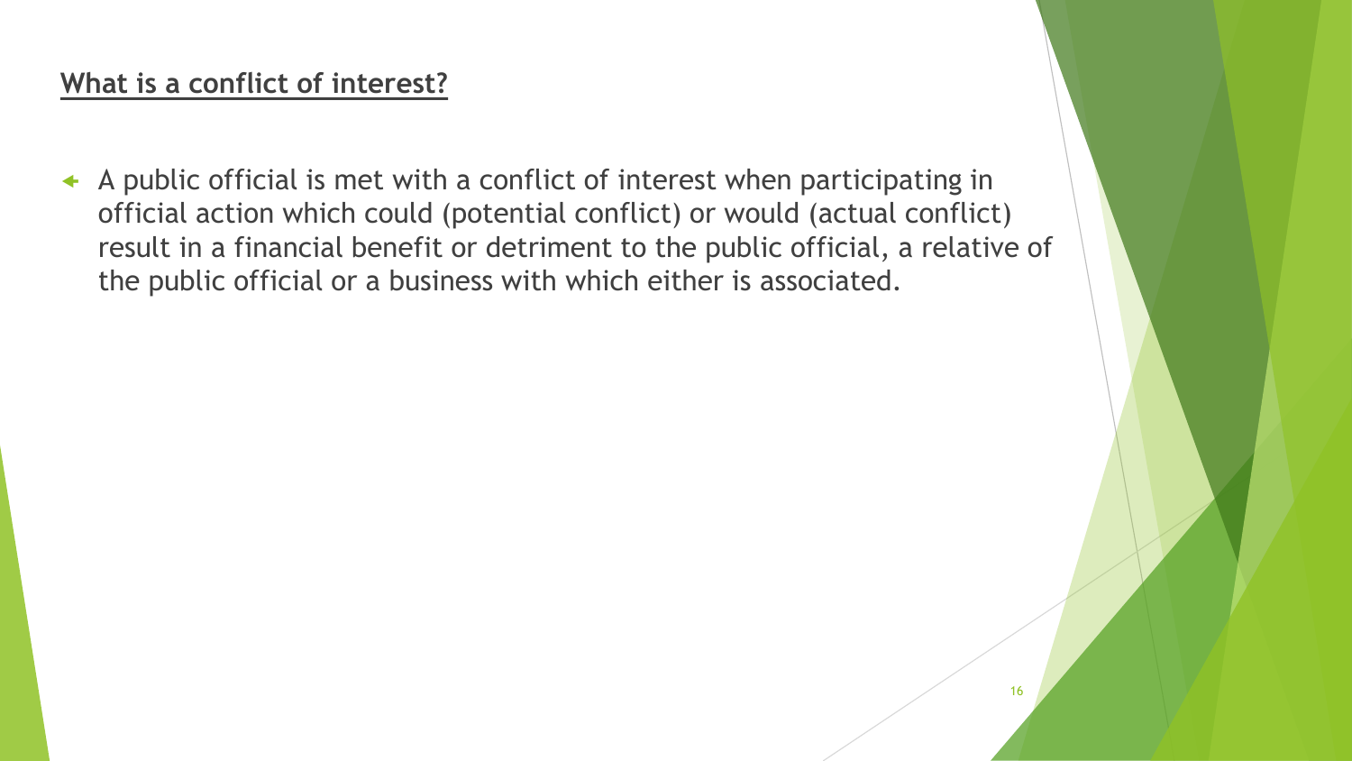## What is a conflict of interest?

- A public official is met with a conflict of interest when participating in official action which could (potential conflict) or would (actual conflict) result in a financial benefit or detriment to the public official, a relative of the public official or a business with which either is associated.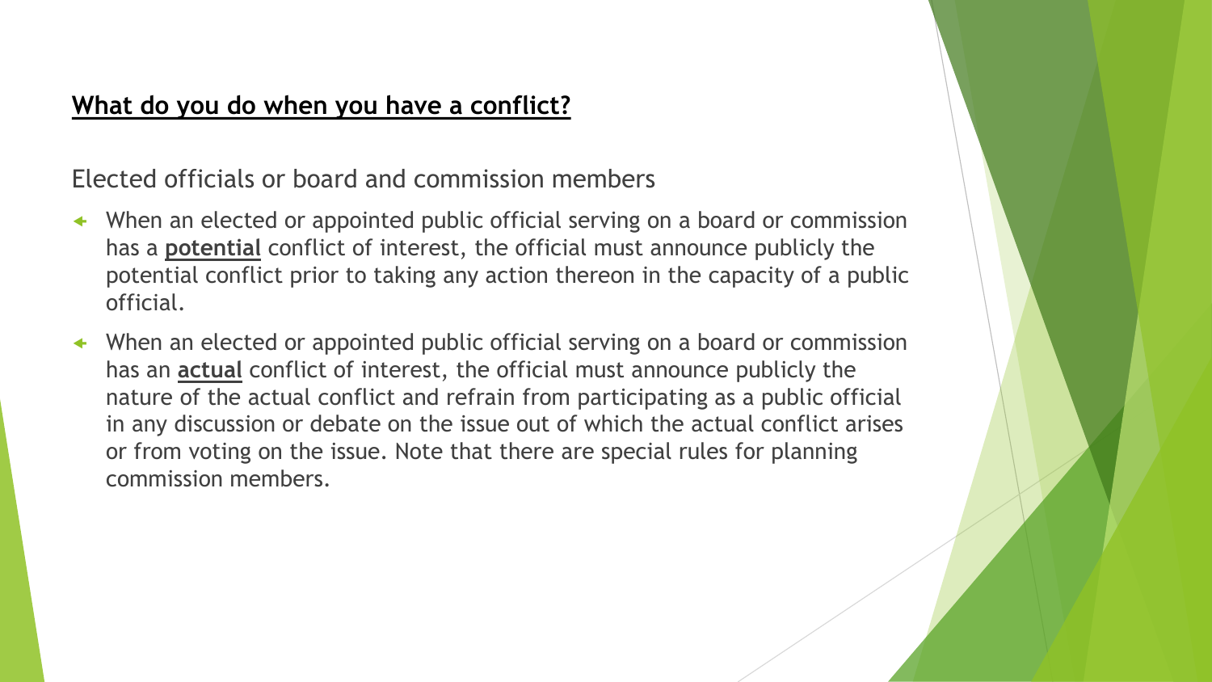## What do you do when you have a conflict?

Elected officials or board and commission members

- When an elected or appointed public official serving on a board or commission has a **potential** conflict of interest, the official must announce publicly the potential conflict prior to taking any action thereon in the capacity of a public official.
- When an elected or appointed public official serving on a board or commission has an **actual** conflict of interest, the official must announce publicly the nature of the actual conflict and refrain from participating as a public official in any discussion or debate on the issue out of which the actual conflict arises or from voting on the issue. Note that there are special rules for planning commission members.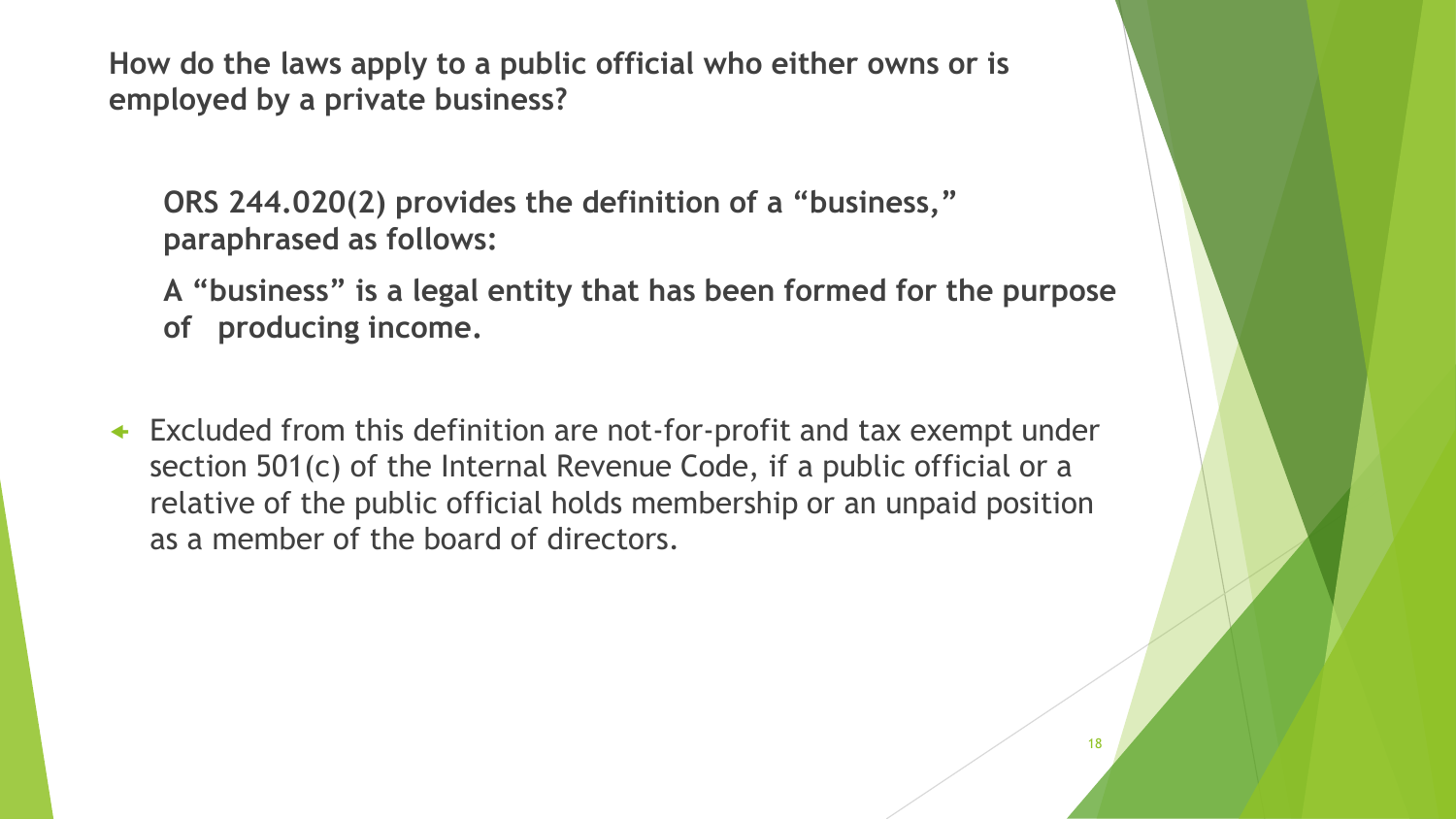**How do the laws apply to a public official who either owns or is employed by a private business?**

**ORS 244.020(2) provides the definition of a "business," paraphrased as follows:**

**A "business" is a legal entity that has been formed for the purpose of producing income.**

- Excluded from this definition are not-for-profit and tax exempt under section 501(c) of the Internal Revenue Code, if a public official or a relative of the public official holds membership or an unpaid position as a member of the board of directors.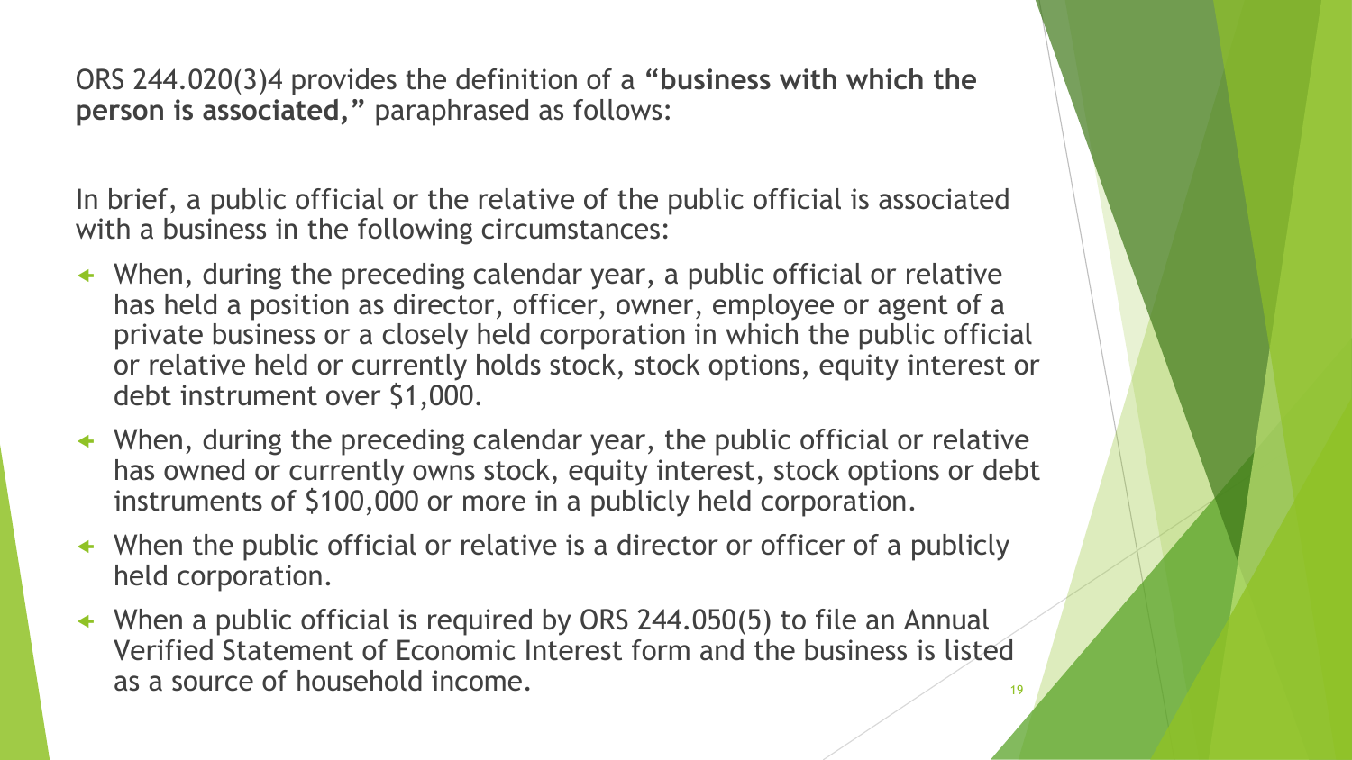ORS 244.020(3)4 provides the definition of a **"business with which the person is associated,"** paraphrased as follows:

In brief, a public official or the relative of the public official is associated with a business in the following circumstances:

- When, during the preceding calendar year, a public official or relative has held a position as director, officer, owner, employee or agent of a private business or a closely held corporation in which the public official or relative held or currently holds stock, stock options, equity interest or debt instrument over $1,000.
- When, during the preceding calendar year, the public official or relative has owned or currently owns stock, equity interest, stock options or debt instruments of $100,000 or more in a publicly held corporation.
- When the public official or relative is a director or officer of a publicly held corporation.
- When a public official is required by ORS 244.050(5) to file an Annual Verified Statement of Economic Interest form and the business is listed as a source of household income.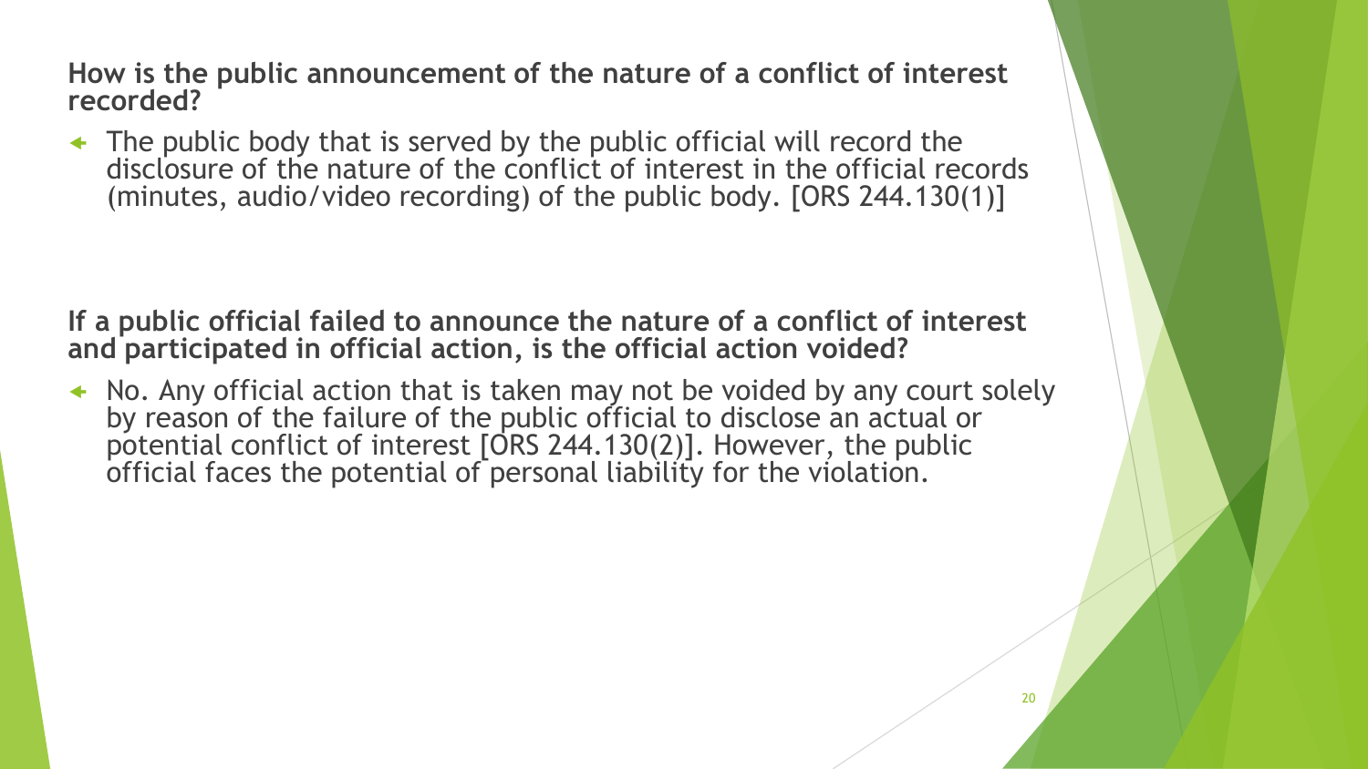**How is the public announcement of the nature of a conflict of interest recorded?**

- The public body that is served by the public official will record the disclosure of the nature of the conflict of interest in the official records (minutes, audio/video recording) of the public body. [ORS 244.130(1)]

**If a public official failed to announce the nature of a conflict of interest and participated in official action, is the official action voided?**

- No. Any official action that is taken may not be voided by any court solely by reason of the failure of the public official to disclose an actual or potential conflict of interest [ORS 244.130(2)]. However, the public official faces the potential of personal liability for the violation.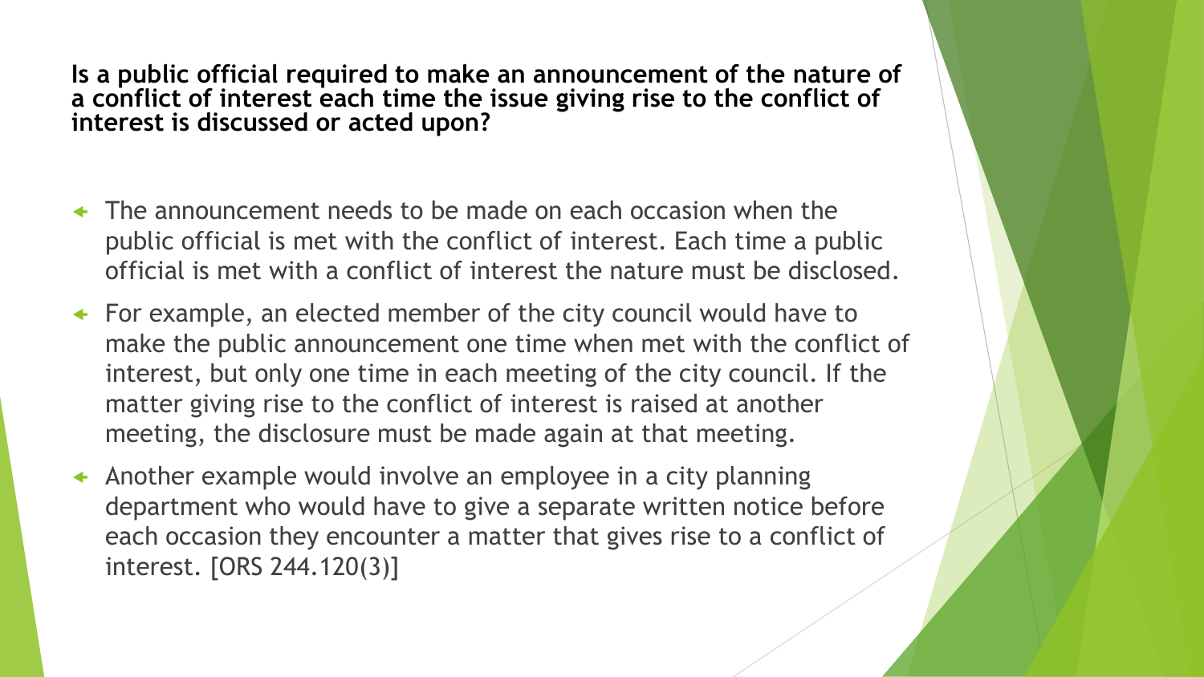**Is a public official required to make an announcement of the nature of a conflict of interest each time the issue giving rise to the conflict of interest is discussed or acted upon?**

- The announcement needs to be made on each occasion when the public official is met with the conflict of interest. Each time a public official is met with a conflict of interest the nature must be disclosed.
- For example, an elected member of the city council would have to make the public announcement one time when met with the conflict of interest, but only one time in each meeting of the city council. If the matter giving rise to the conflict of interest is raised at another meeting, the disclosure must be made again at that meeting.
- Another example would involve an employee in a city planning department who would have to give a separate written notice before each occasion they encounter a matter that gives rise to a conflict of interest. [ORS 244.120(3)]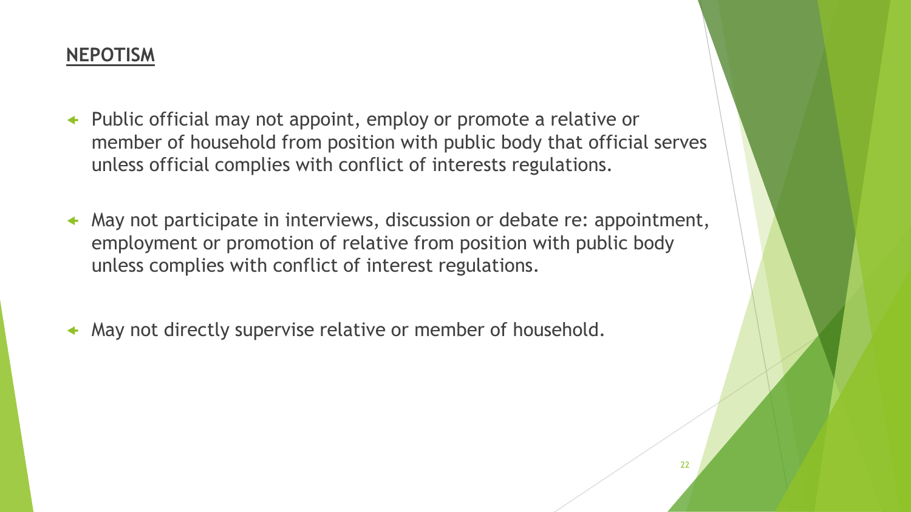## NEPOTISM

- Public official may not appoint, employ or promote a relative or member of household from position with public body that official serves unless official complies with conflict of interests regulations.
- May not participate in interviews, discussion or debate re: appointment, employment or promotion of relative from position with public body unless complies with conflict of interest regulations.
- May not directly supervise relative or member of household.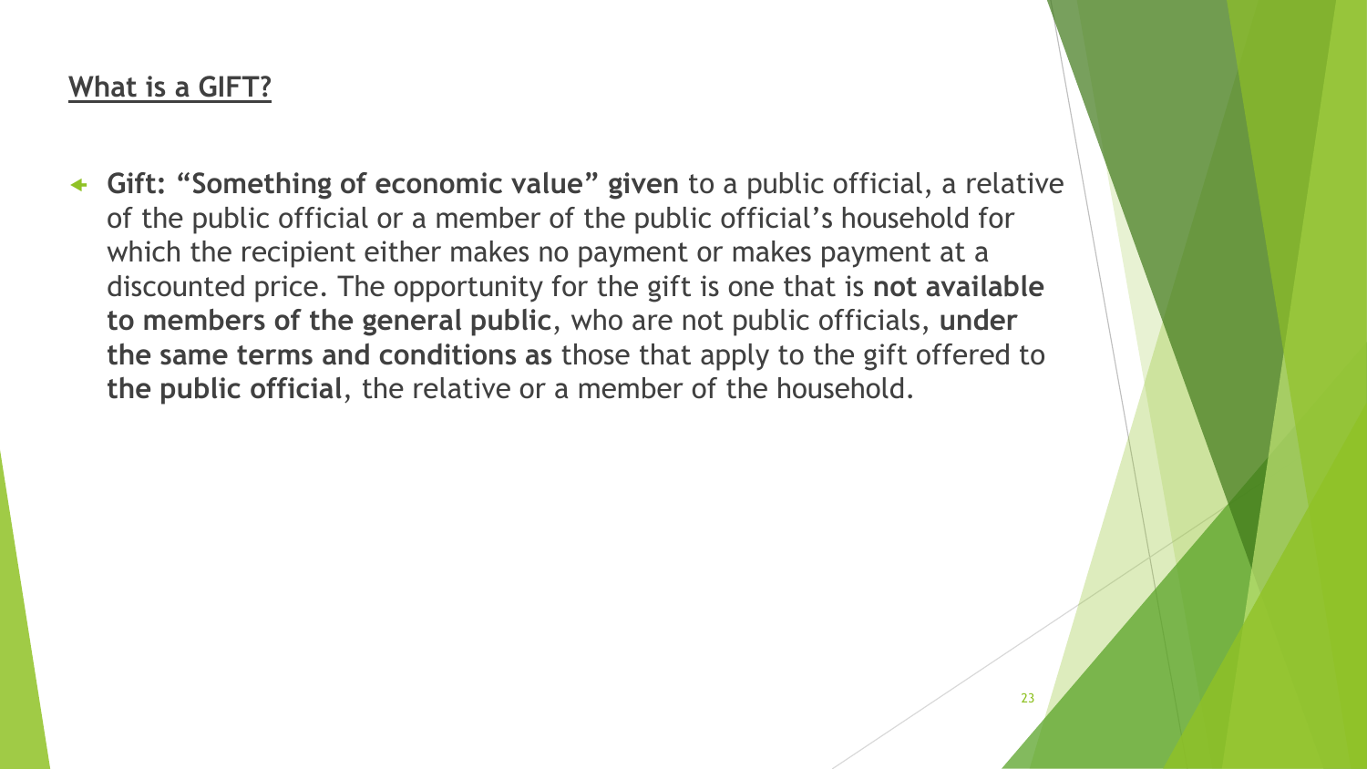## What is a GIFT?

- **Gift: "Something of economic value" given** to a public official, a relative of the public official or a member of the public official's household for which the recipient either makes no payment or makes payment at a discounted price. The opportunity for the gift is one that is **not available to members of the general public**, who are not public officials, **under the same terms and conditions as** those that apply to the gift offered to **the public official**, the relative or a member of the household.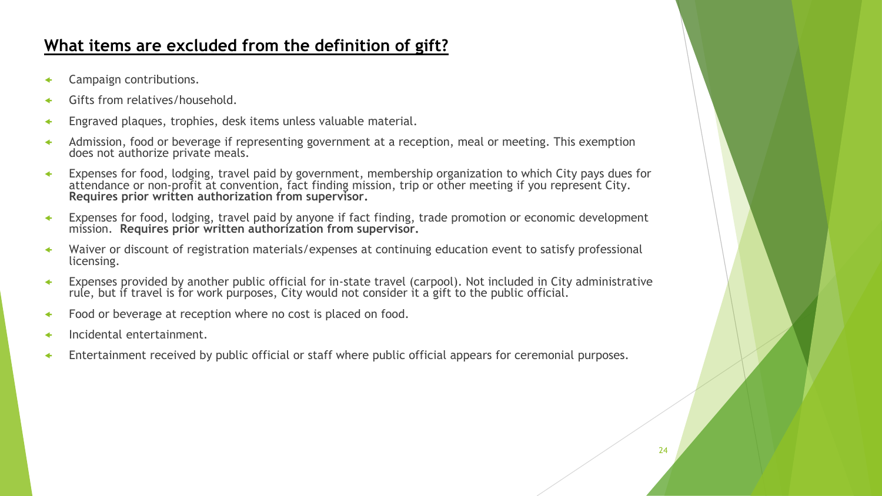## What items are excluded from the definition of gift?

- Campaign contributions.
- Gifts from relatives/household.
- Engraved plaques, trophies, desk items unless valuable material.
- Admission, food or beverage if representing government at a reception, meal or meeting. This exemption does not authorize private meals.
- Expenses for food, lodging, travel paid by government, membership organization to which City pays dues for attendance or non-profit at convention, fact finding mission, trip or other meeting if you represent City. **Requires prior written authorization from supervisor.**
- Expenses for food, lodging, travel paid by anyone if fact finding, trade promotion or economic development mission. **Requires prior written authorization from supervisor.**
- Waiver or discount of registration materials/expenses at continuing education event to satisfy professional licensing.
- Expenses provided by another public official for in-state travel (carpool). Not included in City administrative rule, but if travel is for work purposes, City would not consider it a gift to the public official.
- Food or beverage at reception where no cost is placed on food.
- Incidental entertainment.
- Entertainment received by public official or staff where public official appears for ceremonial purposes.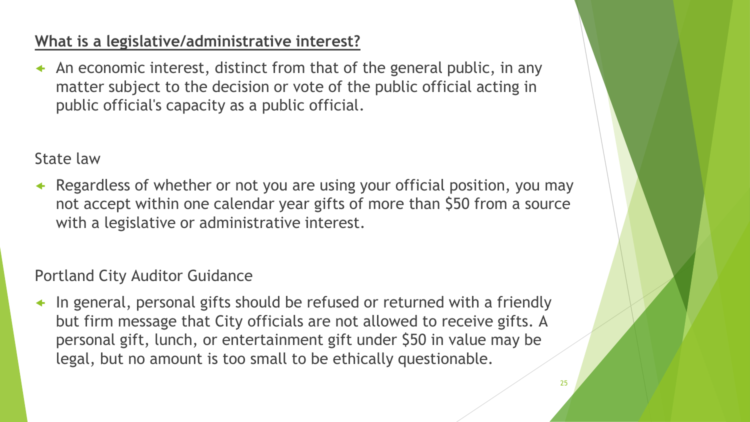## **What is a legislative/administrative interest?**

- An economic interest, distinct from that of the general public, in any matter subject to the decision or vote of the public official acting in public official's capacity as a public official.

State law

- Regardless of whether or not you are using your official position, you may not accept within one calendar year gifts of more than $50 from a source with a legislative or administrative interest.

Portland City Auditor Guidance

- In general, personal gifts should be refused or returned with a friendly but firm message that City officials are not allowed to receive gifts. A personal gift, lunch, or entertainment gift under $50 in value may be legal, but no amount is too small to be ethically questionable.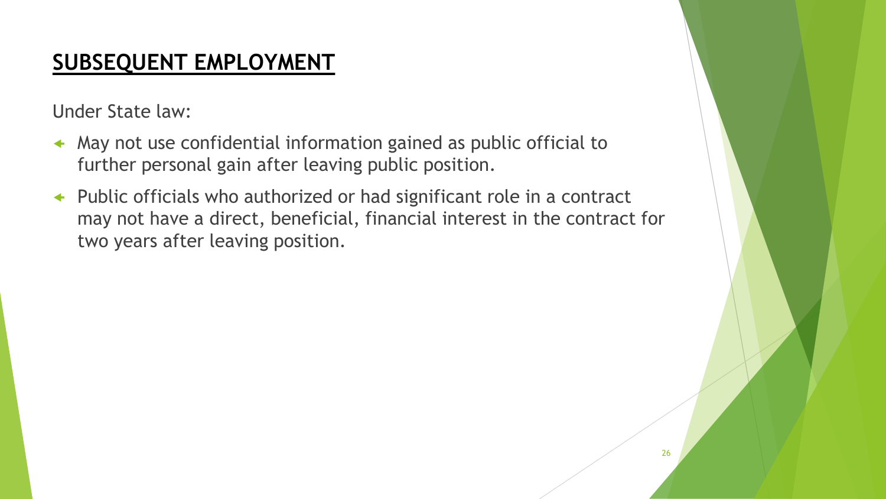## SUBSEQUENT EMPLOYMENT

Under State law:

- May not use confidential information gained as public official to further personal gain after leaving public position.
- Public officials who authorized or had significant role in a contract may not have a direct, beneficial, financial interest in the contract for two years after leaving position.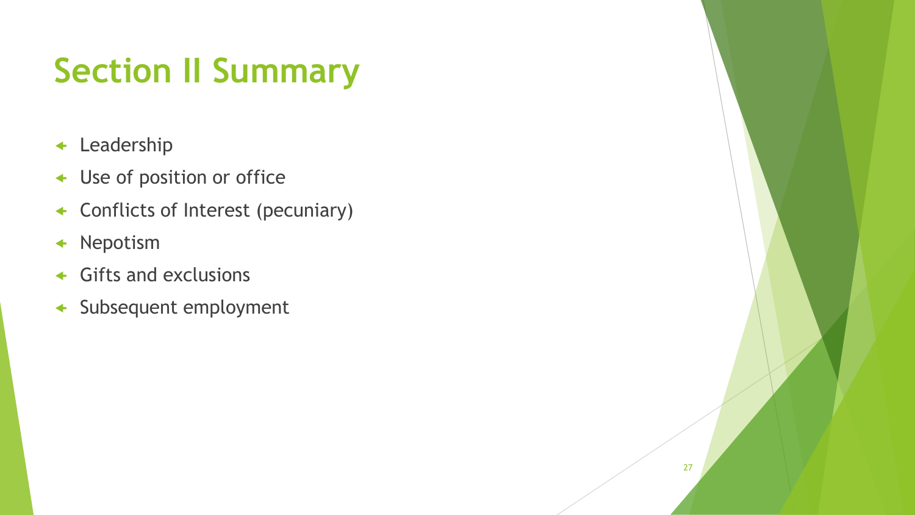# Section II Summary

- Leadership
- Use of position or office
- Conflicts of Interest (pecuniary)
- Nepotism
- Gifts and exclusions
- Subsequent employment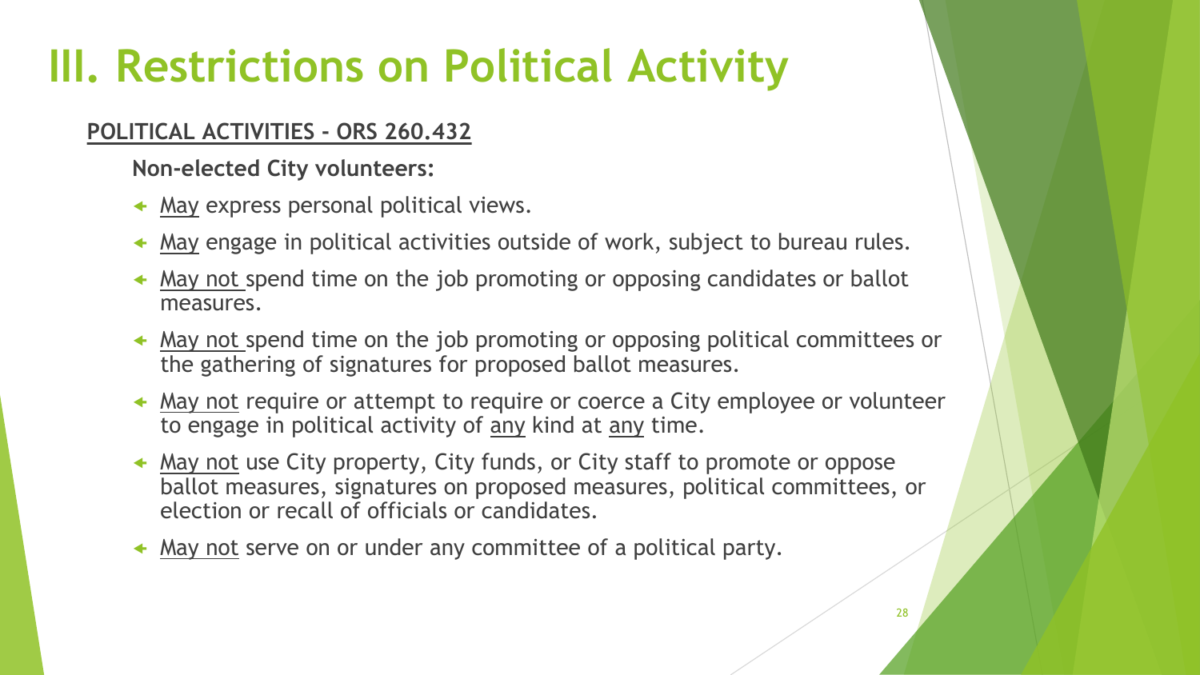# III. Restrictions on Political Activity

**POLITICAL ACTIVITIES - ORS 260.432**

**Non-elected City volunteers:**

- May express personal political views.
- May engage in political activities outside of work, subject to bureau rules.
- May not spend time on the job promoting or opposing candidates or ballot measures.
- May not spend time on the job promoting or opposing political committees or the gathering of signatures for proposed ballot measures.
- May not require or attempt to require or coerce a City employee or volunteer to engage in political activity of any kind at any time.
- May not use City property, City funds, or City staff to promote or oppose ballot measures, signatures on proposed measures, political committees, or election or recall of officials or candidates.
- May not serve on or under any committee of a political party.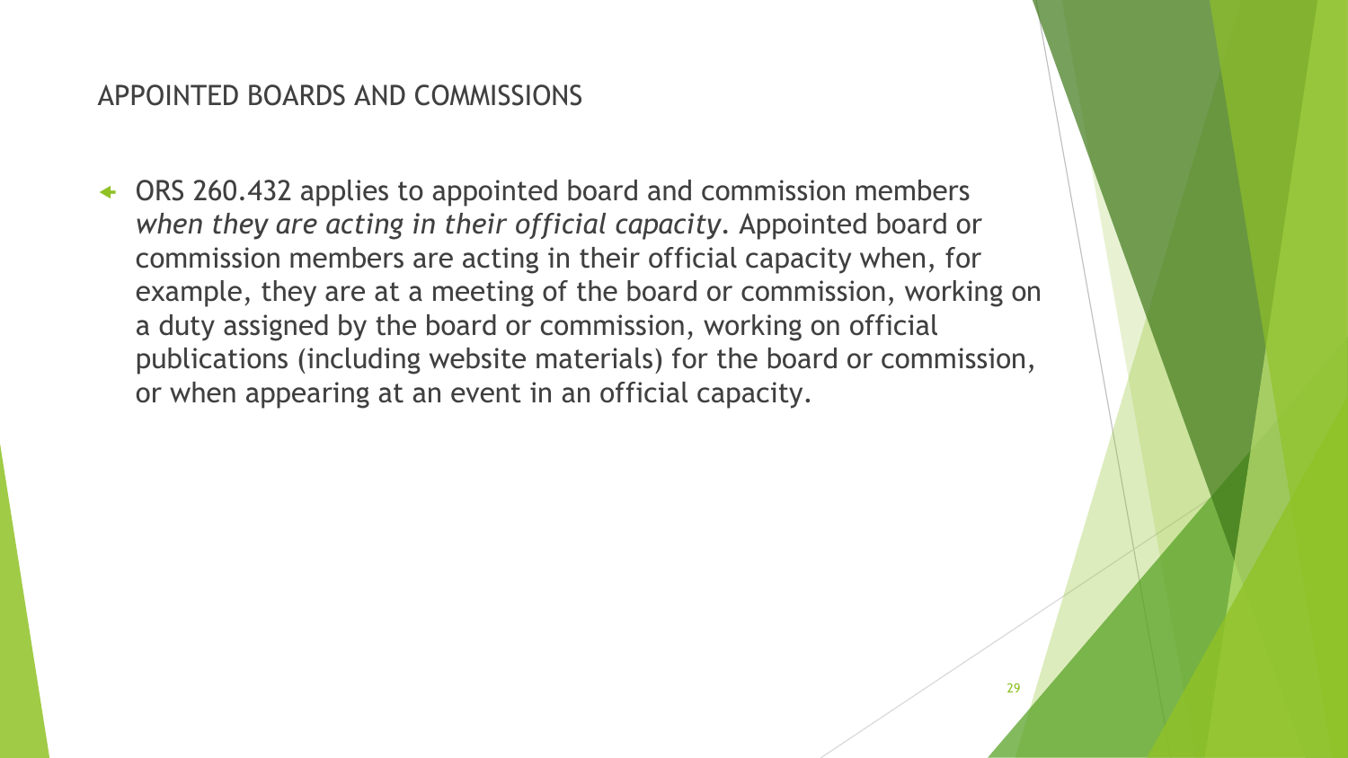## APPOINTED BOARDS AND COMMISSIONS

- ORS 260.432 applies to appointed board and commission members *when they are acting in their official capacity*. Appointed board or commission members are acting in their official capacity when, for example, they are at a meeting of the board or commission, working on a duty assigned by the board or commission, working on official publications (including website materials) for the board or commission, or when appearing at an event in an official capacity.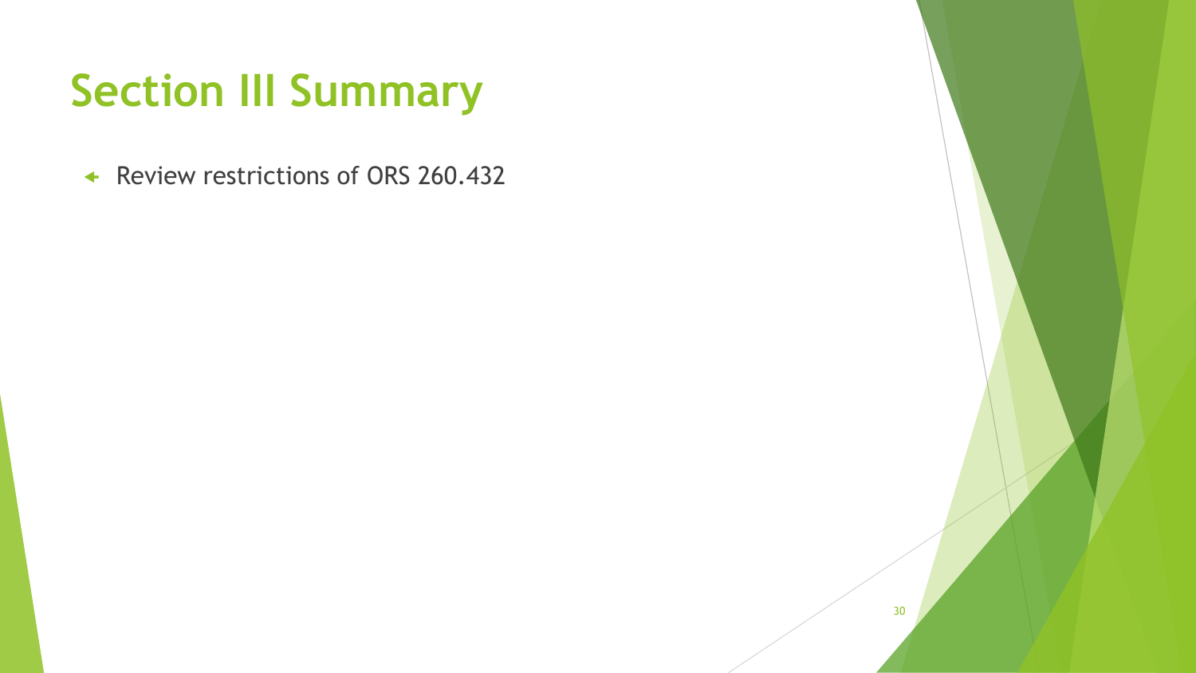# Section III Summary

- Review restrictions of ORS 260.432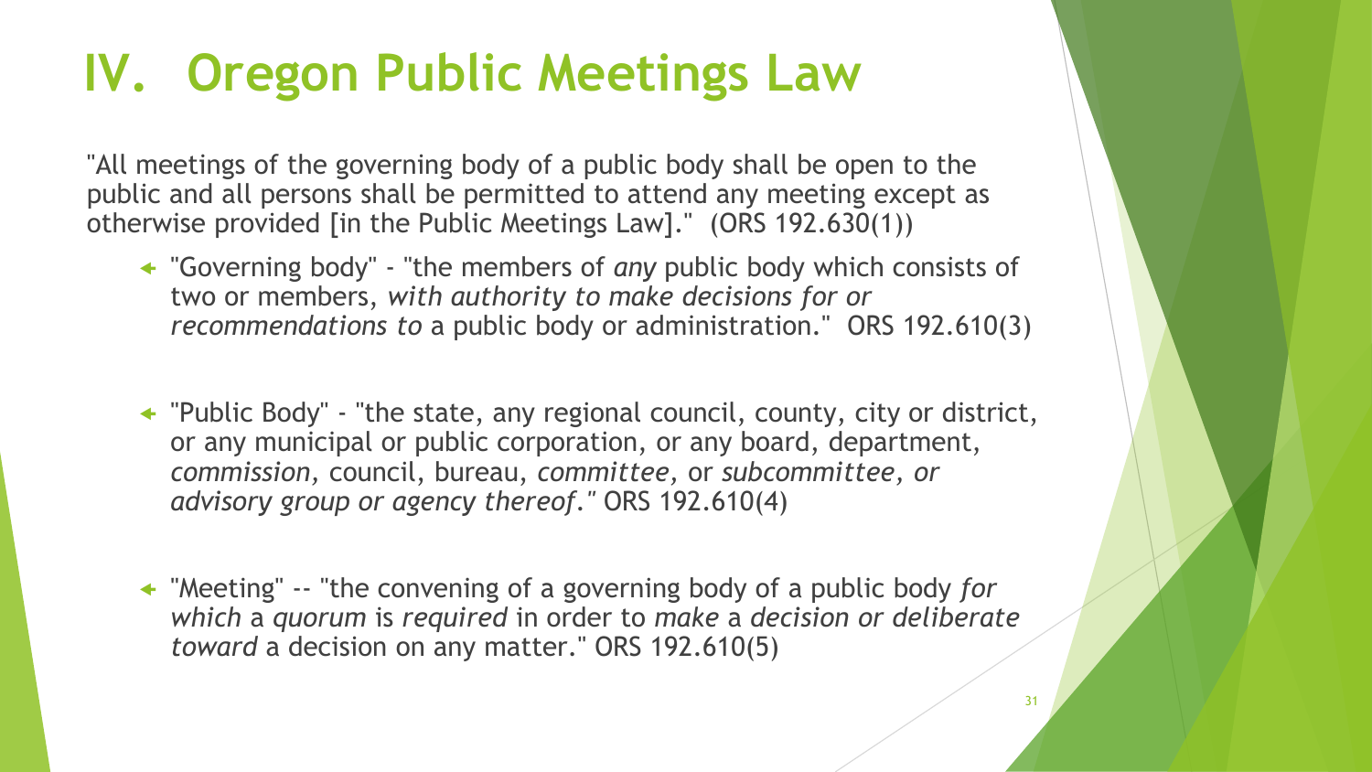# IV. Oregon Public Meetings Law

"All meetings of the governing body of a public body shall be open to the public and all persons shall be permitted to attend any meeting except as otherwise provided [in the Public Meetings Law]." (ORS 192.630(1))

- "Governing body" - "the members of *any* public body which consists of two or members, *with authority to make decisions for or recommendations to* a public body or administration." ORS 192.610(3)

- "Public Body" - "the state, any regional council, county, city or district, or any municipal or public corporation, or any board, department, *commission,* council, bureau, *committee,* or *subcommittee, or advisory group or agency thereof."* ORS 192.610(4)

- "Meeting" -- "the convening of a governing body of a public body *for which* a *quorum* is *required* in order to *make* a *decision or deliberate toward* a decision on any matter." ORS 192.610(5)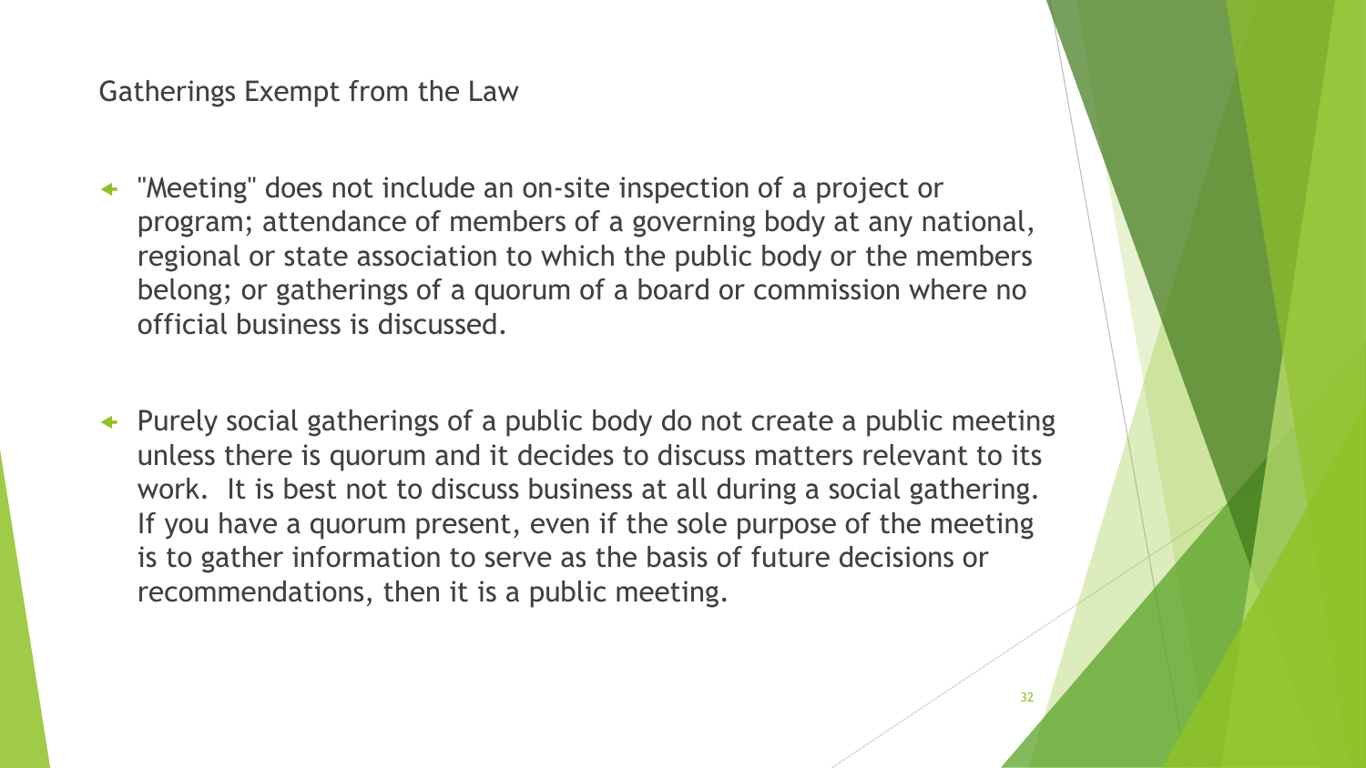## Gatherings Exempt from the Law

- "Meeting" does not include an on-site inspection of a project or program; attendance of members of a governing body at any national, regional or state association to which the public body or the members belong; or gatherings of a quorum of a board or commission where no official business is discussed.

- Purely social gatherings of a public body do not create a public meeting unless there is quorum and it decides to discuss matters relevant to its work. It is best not to discuss business at all during a social gathering. If you have a quorum present, even if the sole purpose of the meeting is to gather information to serve as the basis of future decisions or recommendations, then it is a public meeting.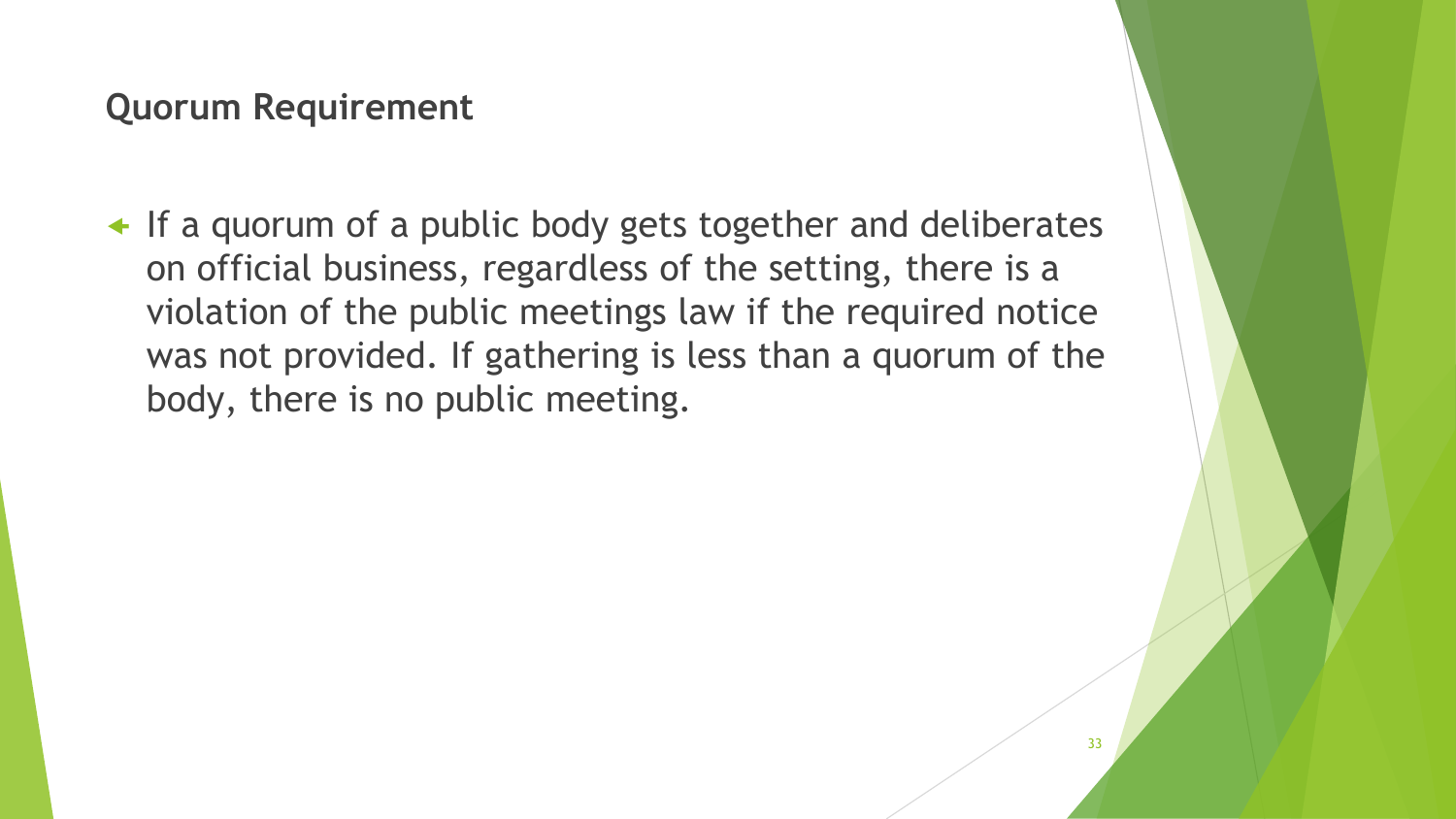## Quorum Requirement

- If a quorum of a public body gets together and deliberates on official business, regardless of the setting, there is a violation of the public meetings law if the required notice was not provided. If gathering is less than a quorum of the body, there is no public meeting.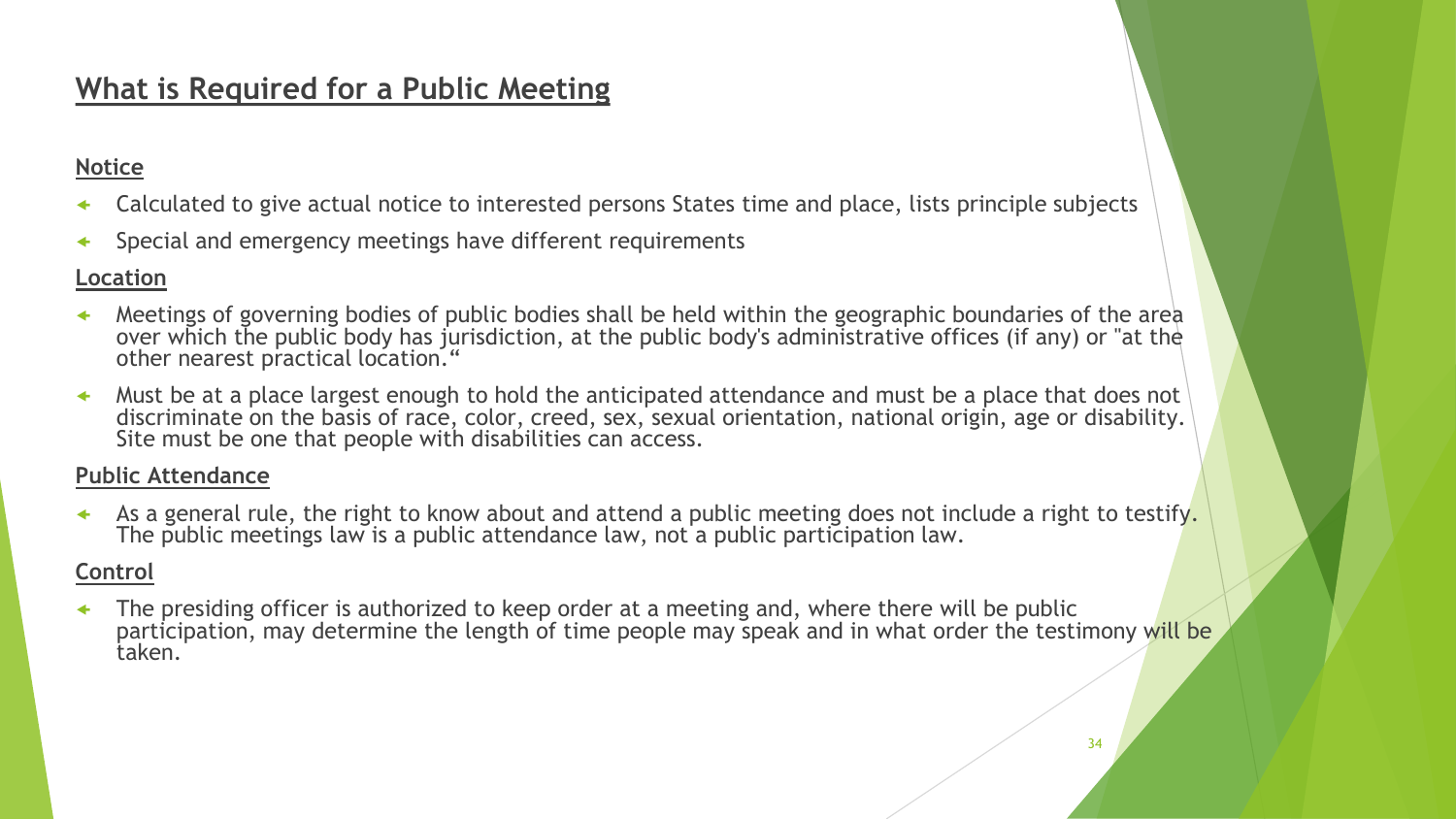# What is Required for a Public Meeting

**Notice**

- Calculated to give actual notice to interested persons States time and place, lists principle subjects
- Special and emergency meetings have different requirements

**Location**

- Meetings of governing bodies of public bodies shall be held within the geographic boundaries of the area over which the public body has jurisdiction, at the public body's administrative offices (if any) or "at the other nearest practical location."
- Must be at a place largest enough to hold the anticipated attendance and must be a place that does not discriminate on the basis of race, color, creed, sex, sexual orientation, national origin, age or disability. Site must be one that people with disabilities can access.

**Public Attendance**

- As a general rule, the right to know about and attend a public meeting does not include a right to testify. The public meetings law is a public attendance law, not a public participation law.

**Control**

- The presiding officer is authorized to keep order at a meeting and, where there will be public participation, may determine the length of time people may speak and in what order the testimony will be taken.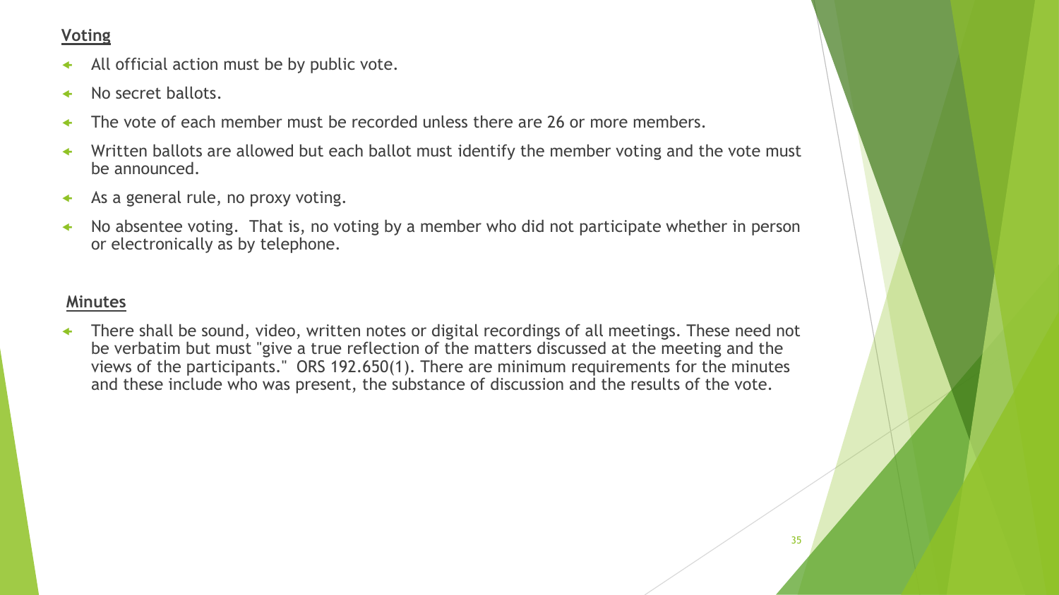**Voting**

- All official action must be by public vote.
- No secret ballots.
- The vote of each member must be recorded unless there are 26 or more members.
- Written ballots are allowed but each ballot must identify the member voting and the vote must be announced.
- As a general rule, no proxy voting.
- No absentee voting. That is, no voting by a member who did not participate whether in person or electronically as by telephone.

**Minutes**

- There shall be sound, video, written notes or digital recordings of all meetings. These need not be verbatim but must "give a true reflection of the matters discussed at the meeting and the views of the participants." ORS 192.650(1). There are minimum requirements for the minutes and these include who was present, the substance of discussion and the results of the vote.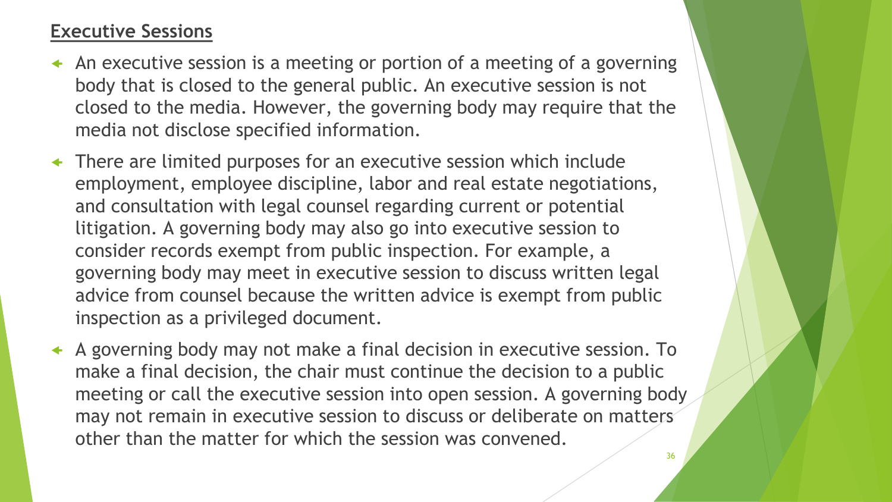## Executive Sessions

- An executive session is a meeting or portion of a meeting of a governing body that is closed to the general public. An executive session is not closed to the media. However, the governing body may require that the media not disclose specified information.
- There are limited purposes for an executive session which include employment, employee discipline, labor and real estate negotiations, and consultation with legal counsel regarding current or potential litigation. A governing body may also go into executive session to consider records exempt from public inspection. For example, a governing body may meet in executive session to discuss written legal advice from counsel because the written advice is exempt from public inspection as a privileged document.
- A governing body may not make a final decision in executive session. To make a final decision, the chair must continue the decision to a public meeting or call the executive session into open session. A governing body may not remain in executive session to discuss or deliberate on matters other than the matter for which the session was convened.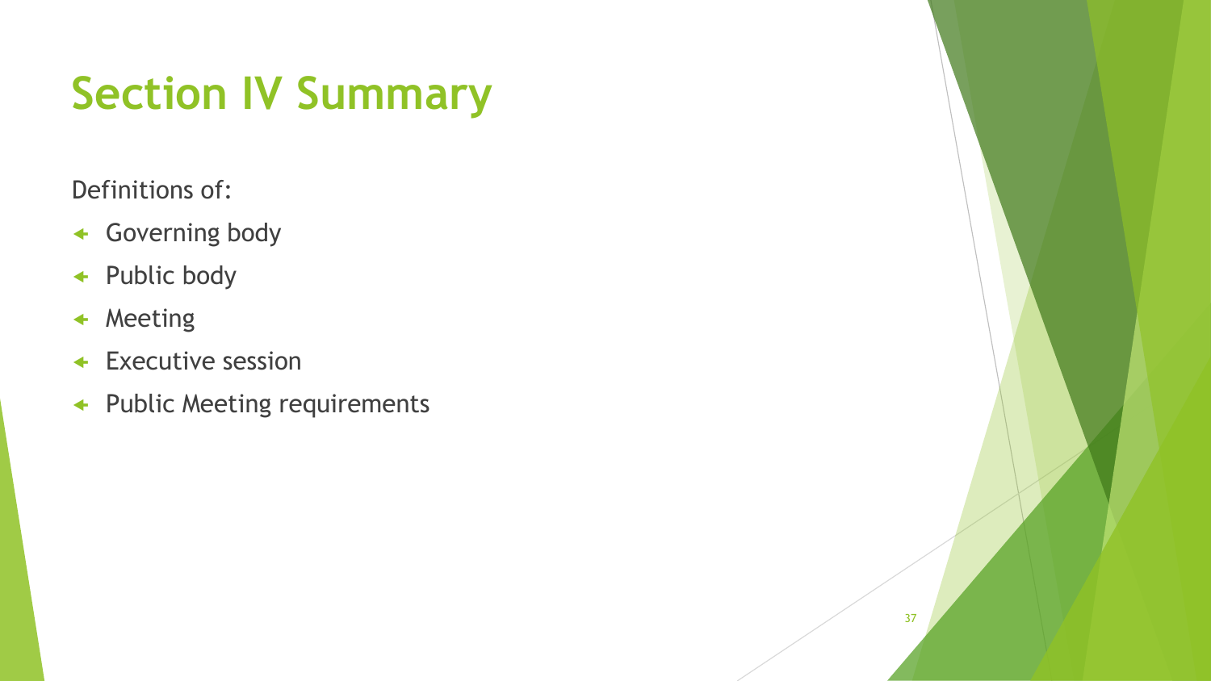# Section IV Summary

Definitions of:

- Governing body
- Public body
- Meeting
- Executive session
- Public Meeting requirements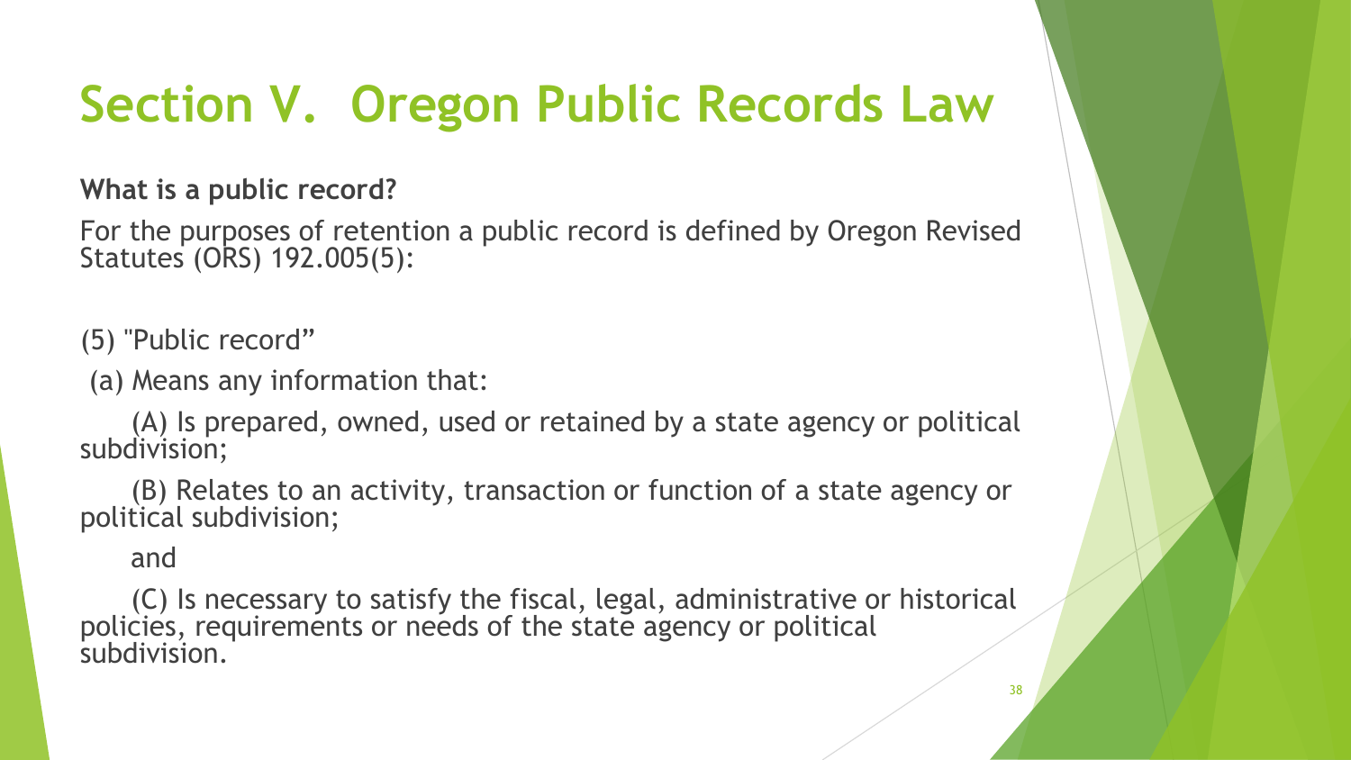# Section V. Oregon Public Records Law

**What is a public record?**

For the purposes of retention a public record is defined by Oregon Revised Statutes (ORS) 192.005(5):

(5) "Public record"

(a) Means any information that:

(A) Is prepared, owned, used or retained by a state agency or political subdivision;

(B) Relates to an activity, transaction or function of a state agency or political subdivision;

and

(C) Is necessary to satisfy the fiscal, legal, administrative or historical policies, requirements or needs of the state agency or political subdivision.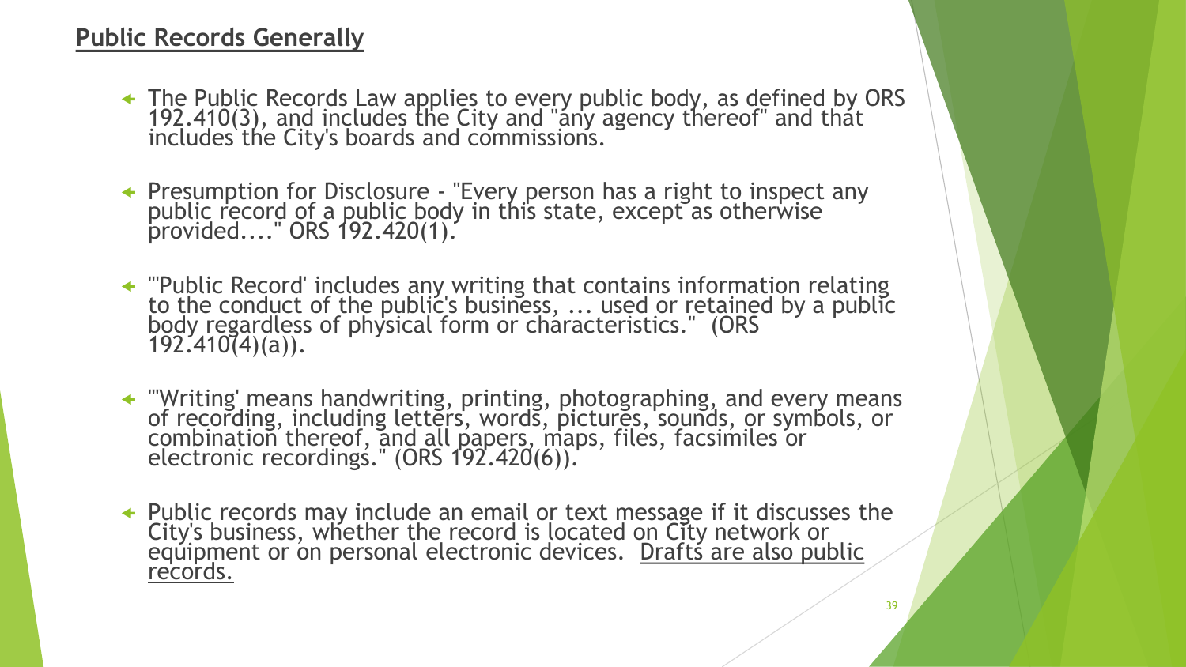## Public Records Generally

- The Public Records Law applies to every public body, as defined by ORS 192.410(3), and includes the City and "any agency thereof" and that includes the City's boards and commissions.
- Presumption for Disclosure - "Every person has a right to inspect any public record of a public body in this state, except as otherwise provided...." ORS 192.420(1).
- "'Public Record' includes any writing that contains information relating to the conduct of the public's business, ... used or retained by a public body regardless of physical form or characteristics." (ORS 192.410(4)(a)).
- "'Writing' means handwriting, printing, photographing, and every means of recording, including letters, words, pictures, sounds, or symbols, or combination thereof, and all papers, maps, files, facsimiles or electronic recordings." (ORS 192.420(6)).
- Public records may include an email or text message if it discusses the City's business, whether the record is located on City network or equipment or on personal electronic devices. <u>Drafts are also public records.</u>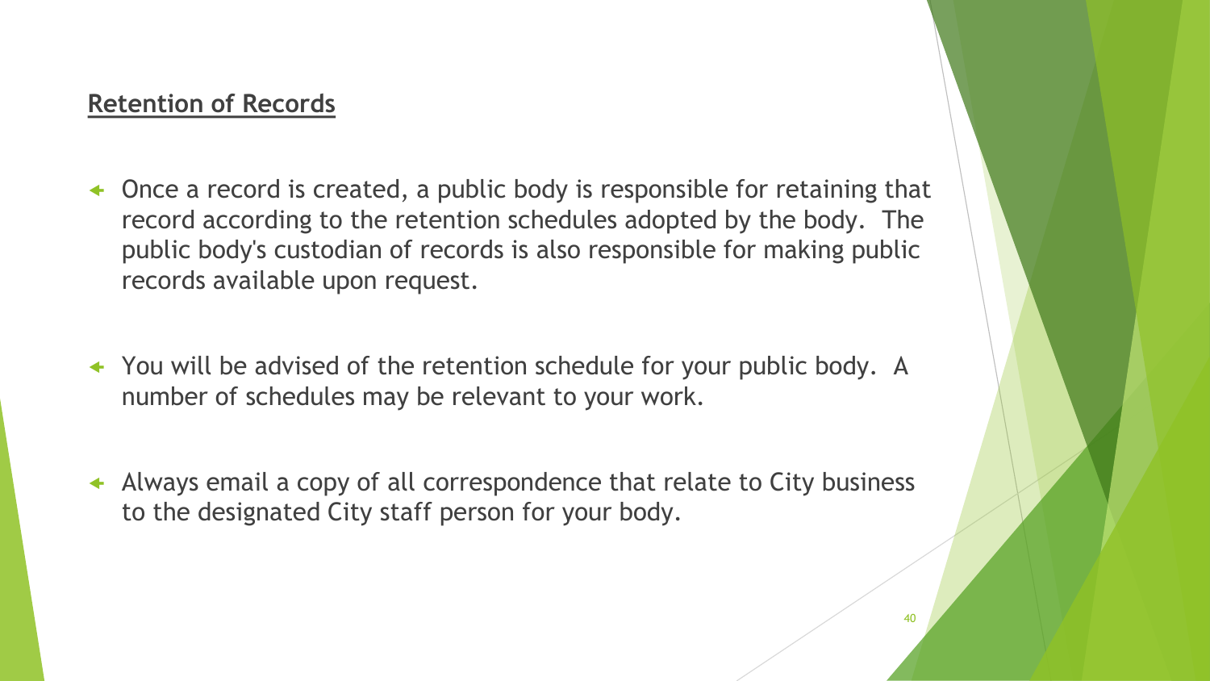## Retention of Records

- Once a record is created, a public body is responsible for retaining that record according to the retention schedules adopted by the body. The public body's custodian of records is also responsible for making public records available upon request.
- You will be advised of the retention schedule for your public body. A number of schedules may be relevant to your work.
- Always email a copy of all correspondence that relate to City business to the designated City staff person for your body.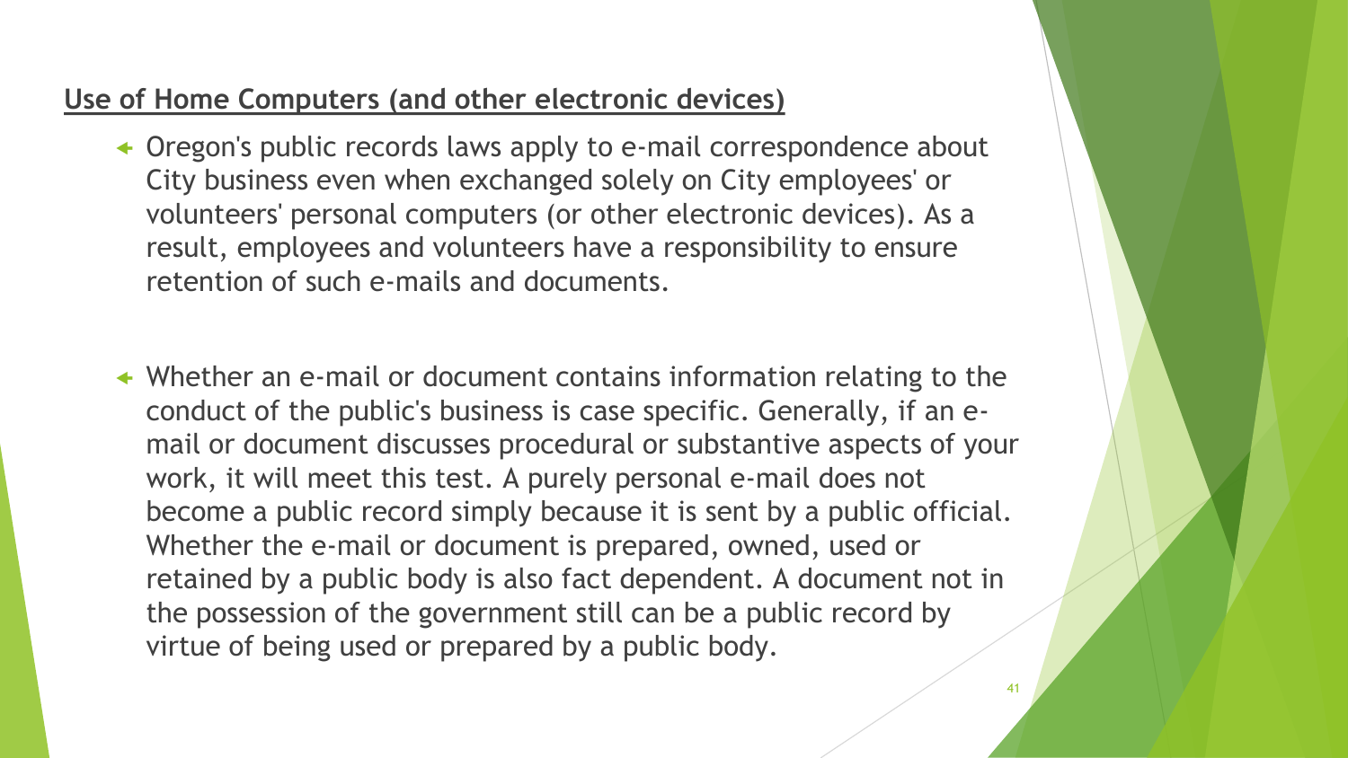## Use of Home Computers (and other electronic devices)

- Oregon's public records laws apply to e-mail correspondence about City business even when exchanged solely on City employees' or volunteers' personal computers (or other electronic devices). As a result, employees and volunteers have a responsibility to ensure retention of such e-mails and documents.

- Whether an e-mail or document contains information relating to the conduct of the public's business is case specific. Generally, if an e-mail or document discusses procedural or substantive aspects of your work, it will meet this test. A purely personal e-mail does not become a public record simply because it is sent by a public official. Whether the e-mail or document is prepared, owned, used or retained by a public body is also fact dependent. A document not in the possession of the government still can be a public record by virtue of being used or prepared by a public body.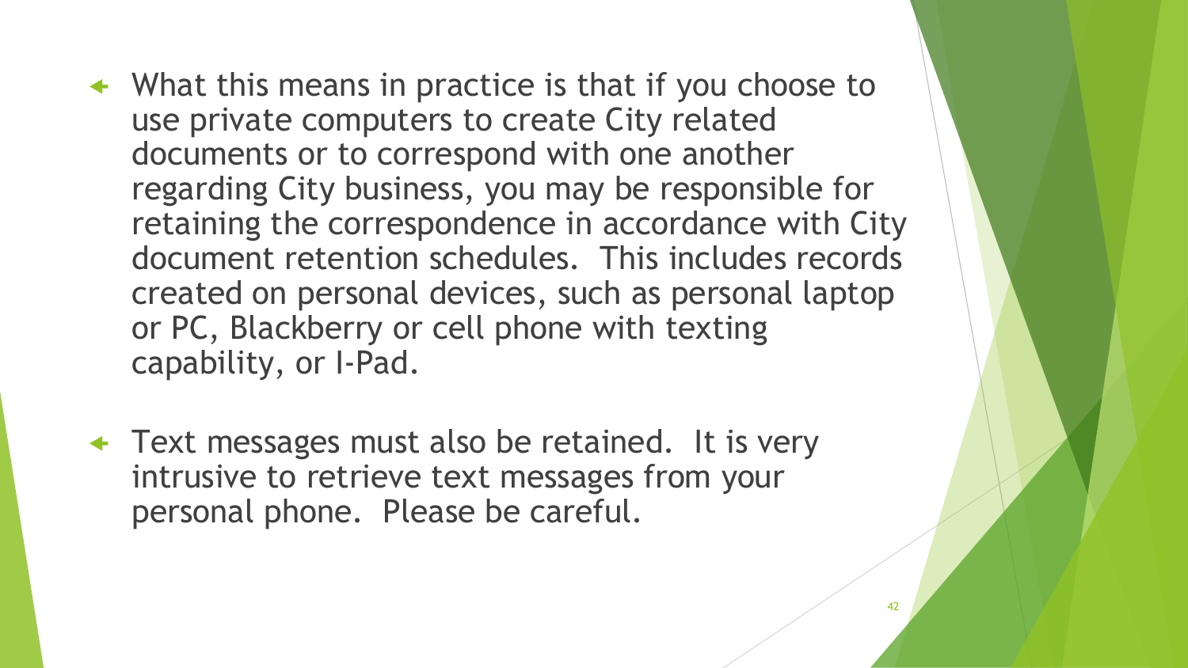- What this means in practice is that if you choose to use private computers to create City related documents or to correspond with one another regarding City business, you may be responsible for retaining the correspondence in accordance with City document retention schedules. This includes records created on personal devices, such as personal laptop or PC, Blackberry or cell phone with texting capability, or I-Pad.
- Text messages must also be retained. It is very intrusive to retrieve text messages from your personal phone. Please be careful.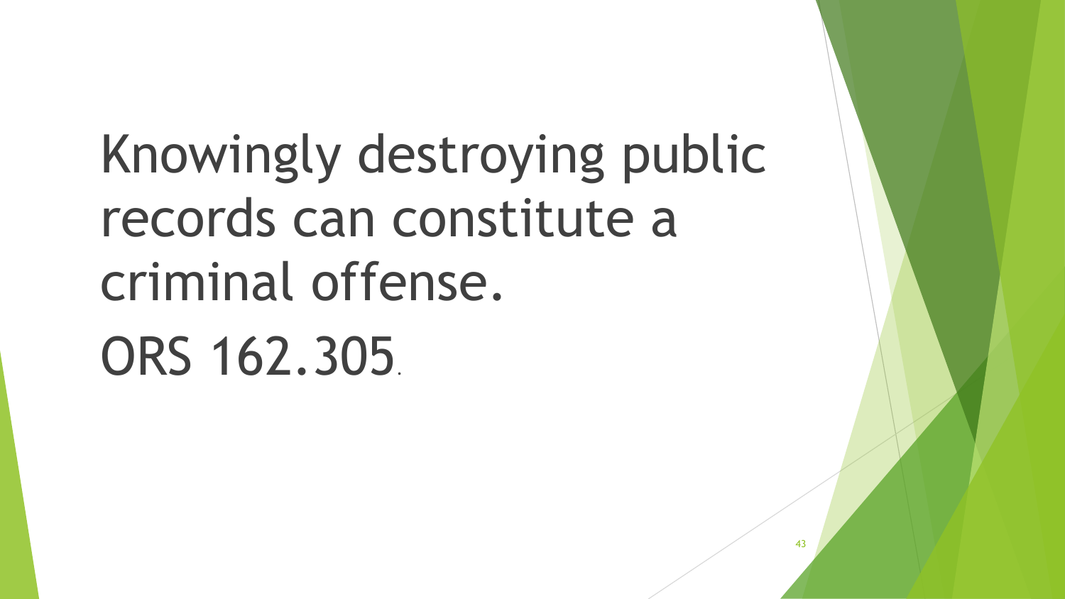Knowingly destroying public records can constitute a criminal offense.

ORS 162.305.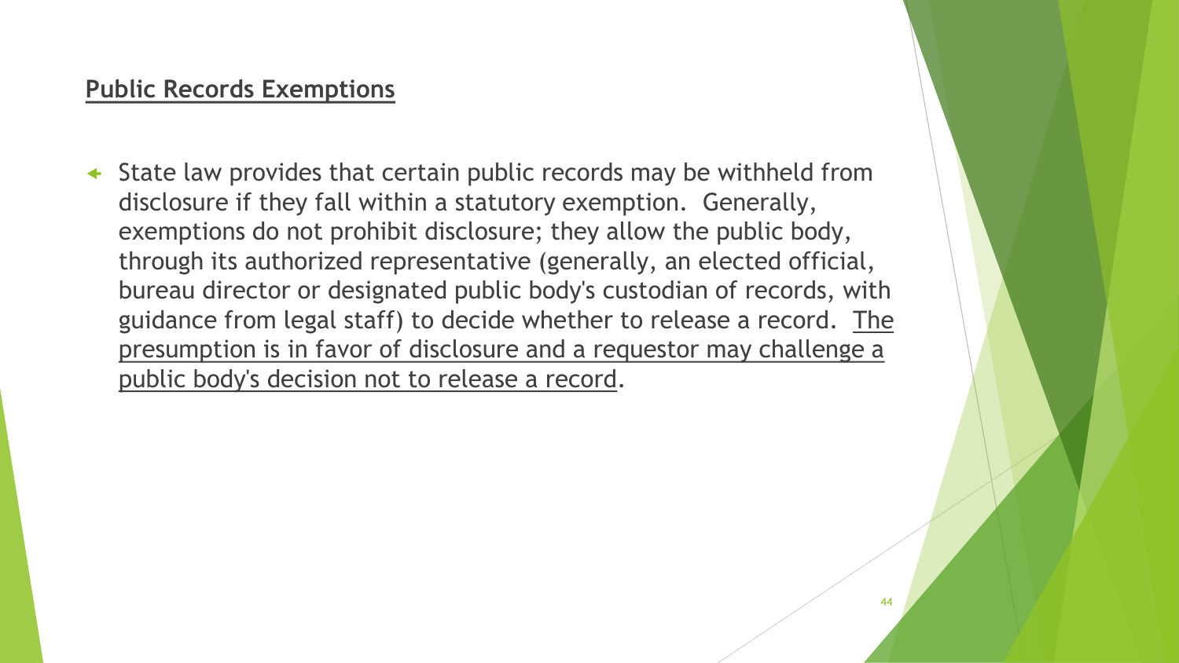## Public Records Exemptions

- State law provides that certain public records may be withheld from disclosure if they fall within a statutory exemption. Generally, exemptions do not prohibit disclosure; they allow the public body, through its authorized representative (generally, an elected official, bureau director or designated public body's custodian of records, with guidance from legal staff) to decide whether to release a record. <u>The presumption is in favor of disclosure and a requestor may challenge a public body's decision not to release a record</u>.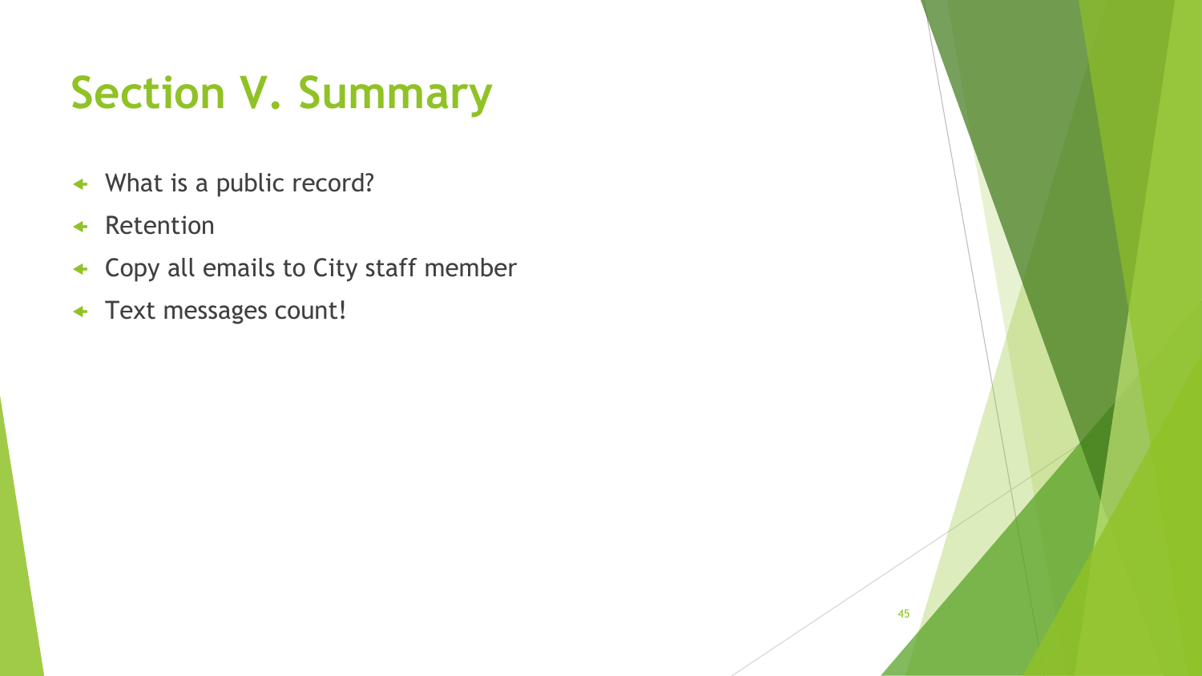# Section V. Summary

- What is a public record?
- Retention
- Copy all emails to City staff member
- Text messages count!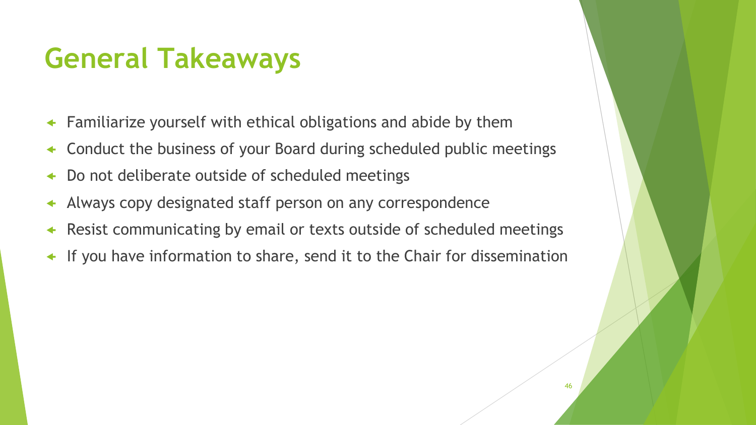# General Takeaways

- Familiarize yourself with ethical obligations and abide by them
- Conduct the business of your Board during scheduled public meetings
- Do not deliberate outside of scheduled meetings
- Always copy designated staff person on any correspondence
- Resist communicating by email or texts outside of scheduled meetings
- If you have information to share, send it to the Chair for dissemination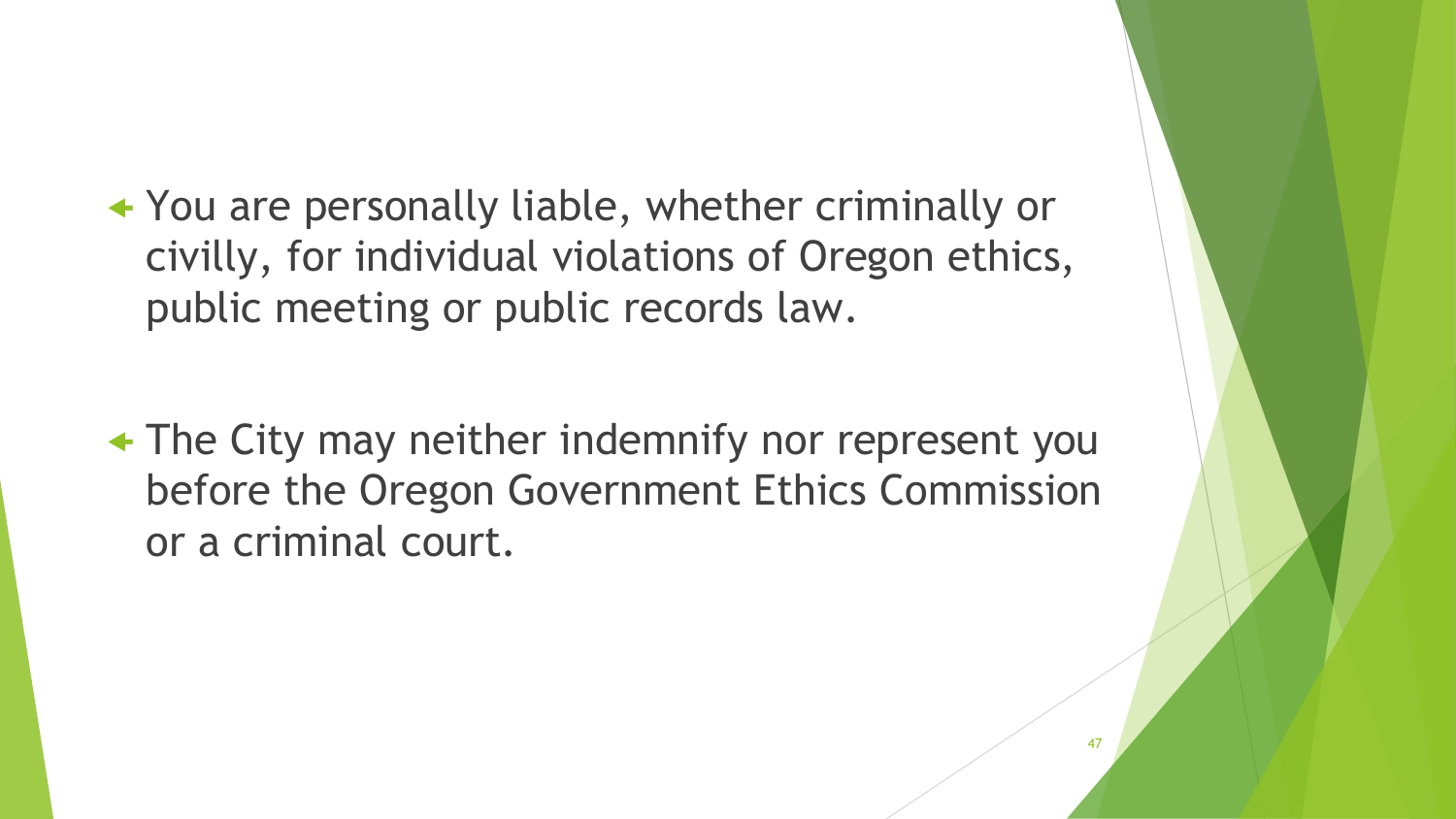- You are personally liable, whether criminally or civilly, for individual violations of Oregon ethics, public meeting or public records law.

- The City may neither indemnify nor represent you before the Oregon Government Ethics Commission or a criminal court.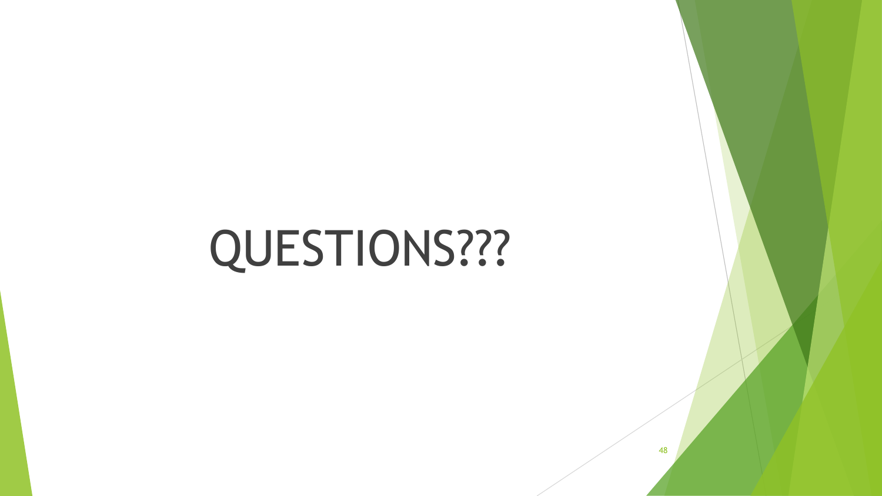# QUESTIONS???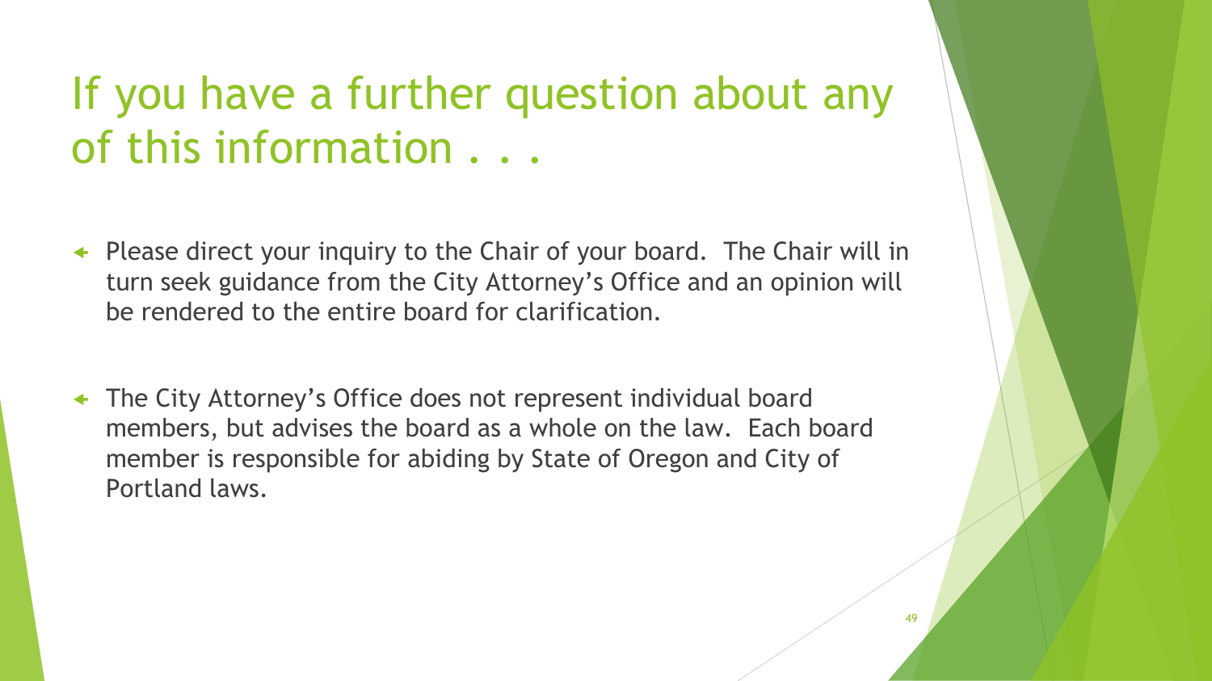# If you have a further question about any of this information . . .

- Please direct your inquiry to the Chair of your board. The Chair will in turn seek guidance from the City Attorney's Office and an opinion will be rendered to the entire board for clarification.
- The City Attorney's Office does not represent individual board members, but advises the board as a whole on the law. Each board member is responsible for abiding by State of Oregon and City of Portland laws.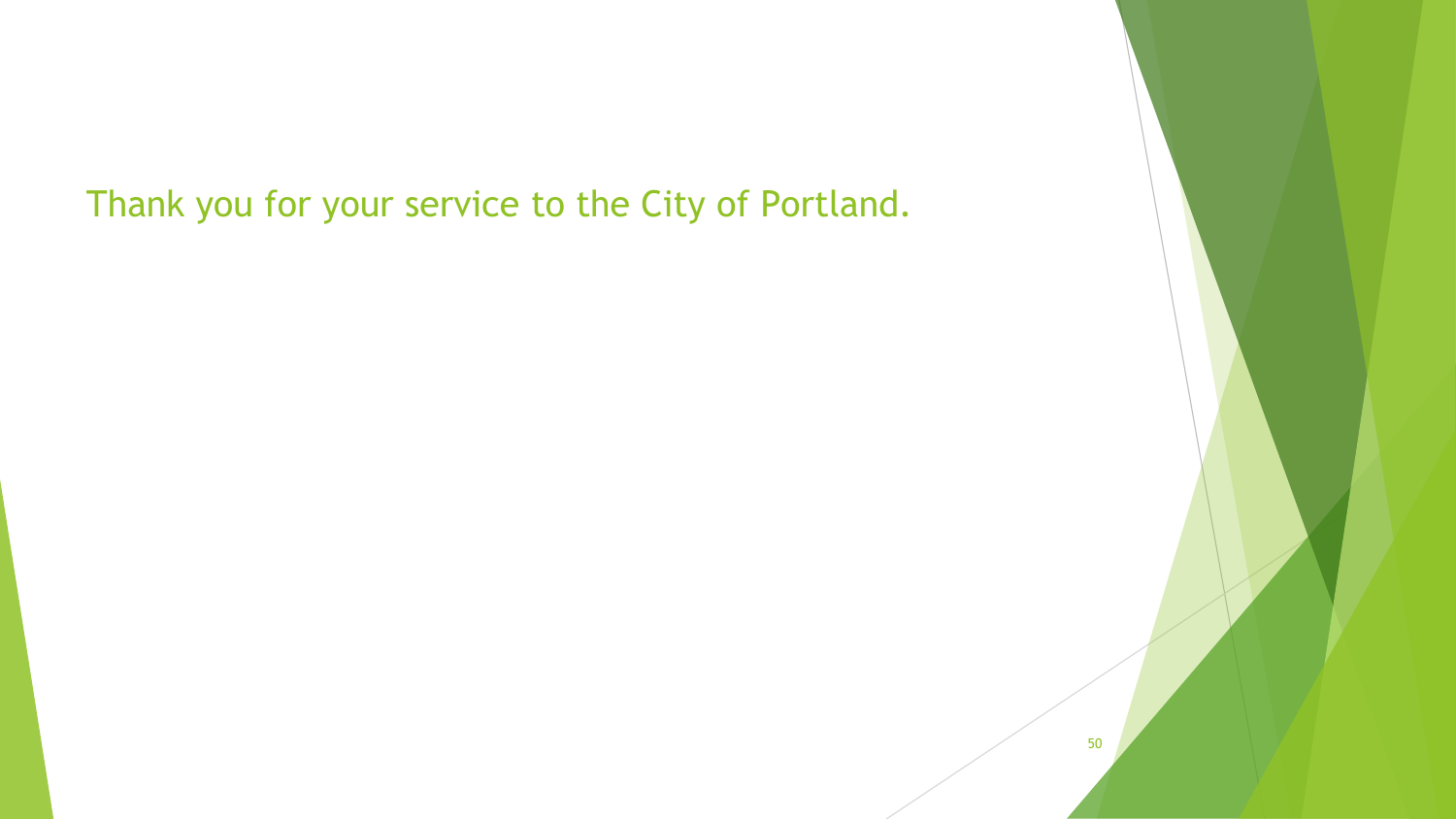Thank you for your service to the City of Portland.